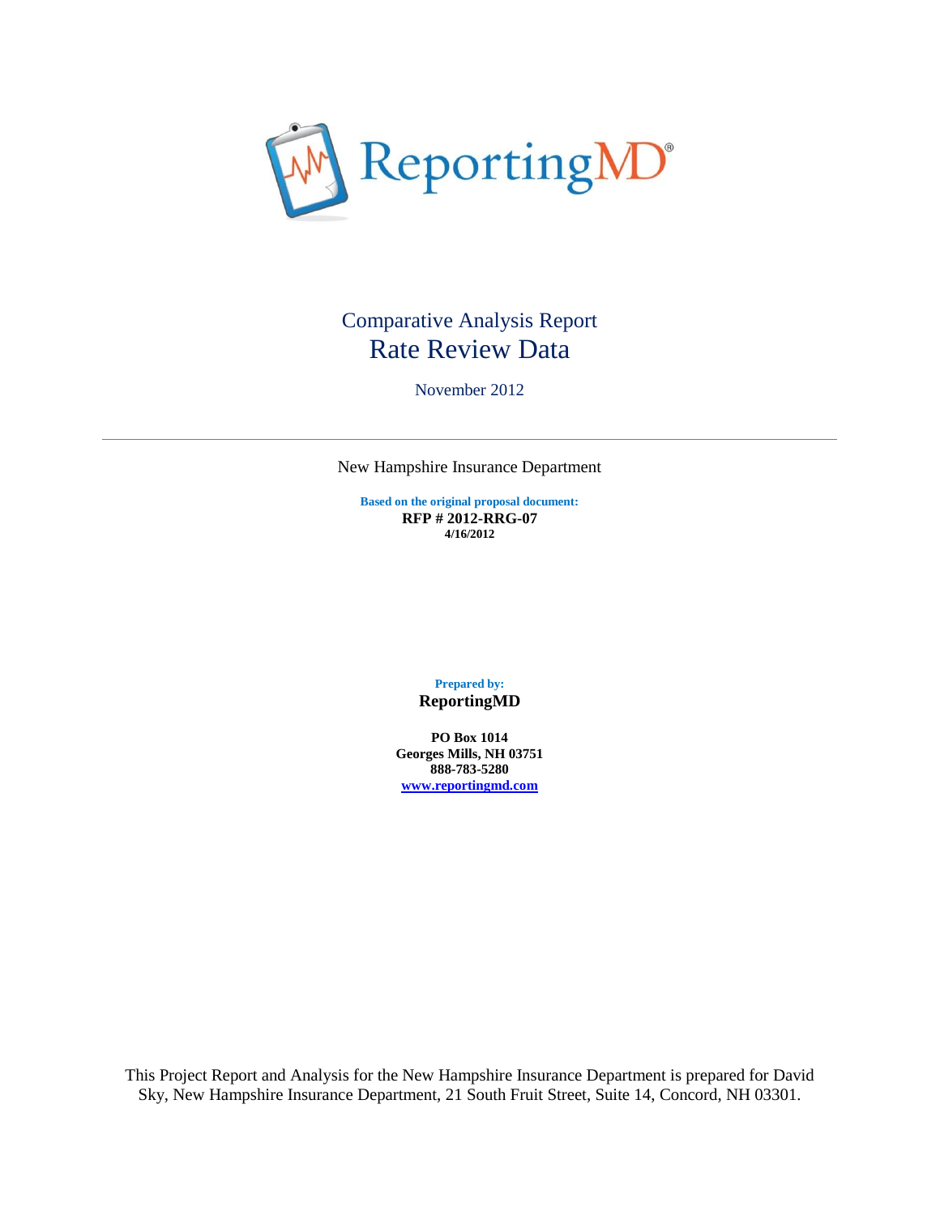ReportingMD®

# Comparative Analysis Report

## Rate Review Data

November 2012

---

New Hampshire Insurance Department

**Based on the original proposal document:**
**RFP # 2012-RRG-07**
**4/16/2012**

**Prepared by:**
**ReportingMD**

**PO Box 1014**
**Georges Mills, NH 03751**
**888-783-5280**
**[www.reportingmd.com](http://www.reportingmd.com)**

This Project Report and Analysis for the New Hampshire Insurance Department is prepared for David Sky, New Hampshire Insurance Department, 21 South Fruit Street, Suite 14, Concord, NH 03301.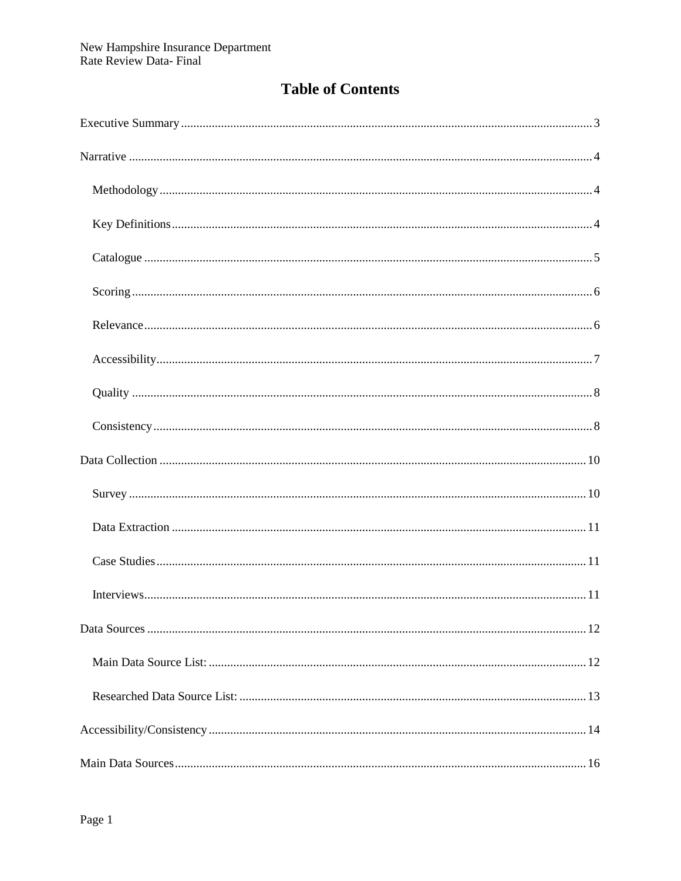# Table of Contents

Executive Summary ..... 3

Narrative ..... 4

- Methodology ..... 4
- Key Definitions ..... 4
- Catalogue ..... 5
- Scoring ..... 6
- Relevance ..... 6
- Accessibility ..... 7
- Quality ..... 8
- Consistency ..... 8

Data Collection ..... 10

- Survey ..... 10
- Data Extraction ..... 11
- Case Studies ..... 11
- Interviews ..... 11

Data Sources ..... 12

- Main Data Source List: ..... 12
- Researched Data Source List: ..... 13

Accessibility/Consistency ..... 14

Main Data Sources ..... 16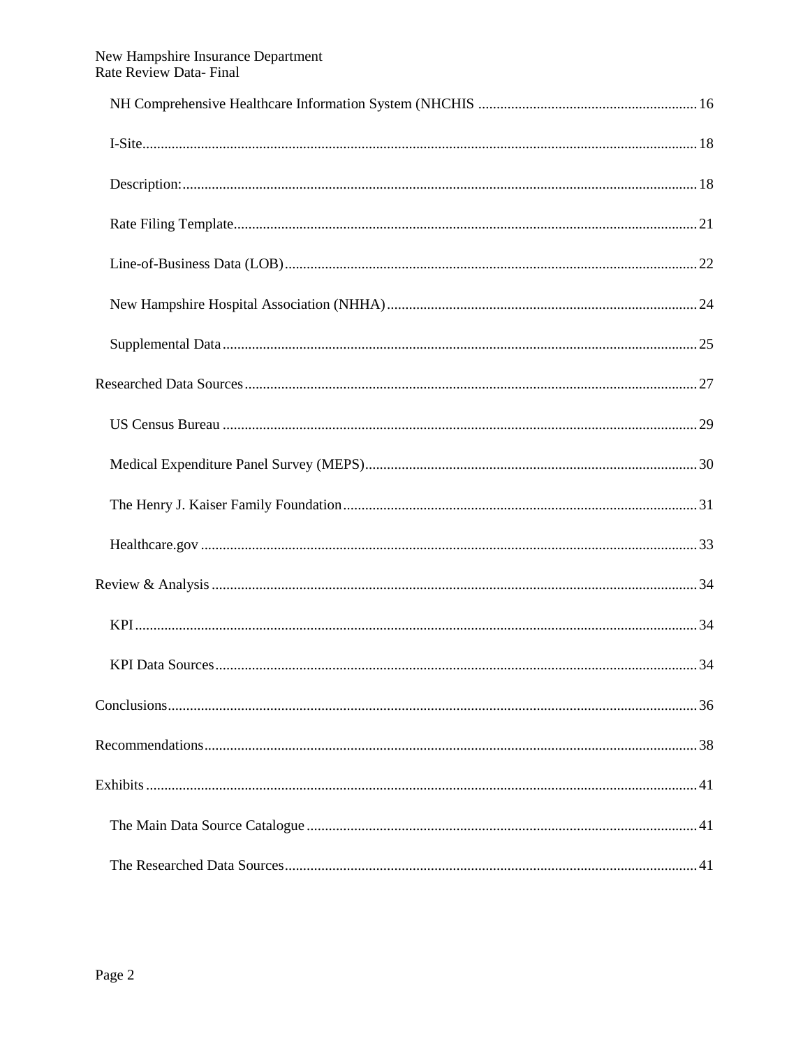NH Comprehensive Healthcare Information System (NHCHIS ............................................................ 16

I-Site....................................................................................................................................... 18

Description:............................................................................................................................ 18

Rate Filing Template.............................................................................................................. 21

Line-of-Business Data (LOB)................................................................................................. 22

New Hampshire Hospital Association (NHHA)..................................................................... 24

Supplemental Data.................................................................................................................. 25

Researched Data Sources............................................................................................................ 27

US Census Bureau .................................................................................................................. 29

Medical Expenditure Panel Survey (MEPS)........................................................................... 30

The Henry J. Kaiser Family Foundation................................................................................. 31

Healthcare.gov ........................................................................................................................ 33

Review & Analysis ..................................................................................................................... 34

KPI.......................................................................................................................................... 34

KPI Data Sources.................................................................................................................... 34

Conclusions................................................................................................................................. 36

Recommendations....................................................................................................................... 38

Exhibits ....................................................................................................................................... 41

The Main Data Source Catalogue ........................................................................................... 41

The Researched Data Sources................................................................................................. 41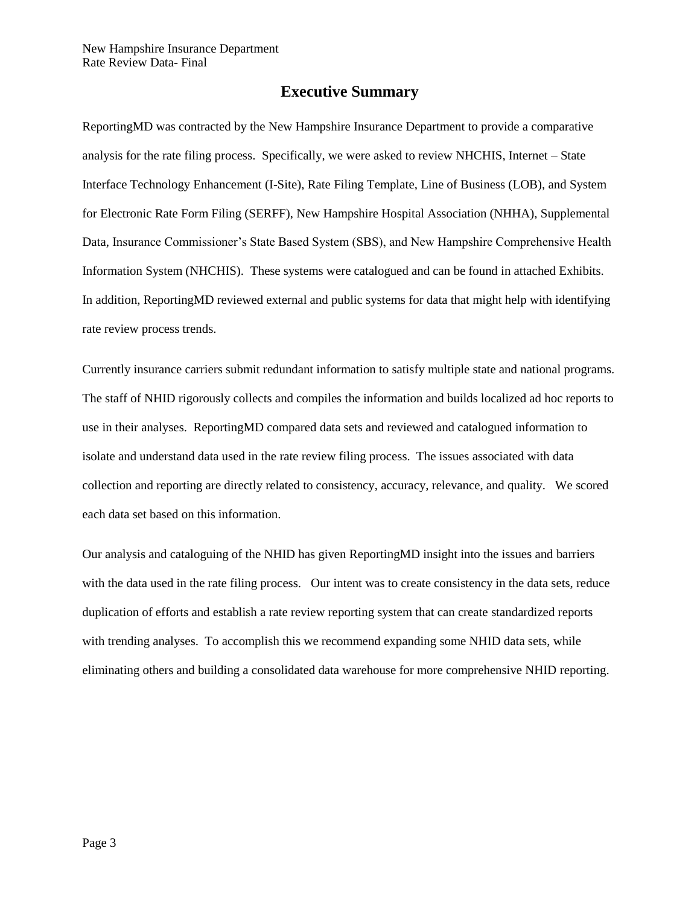# Executive Summary

ReportingMD was contracted by the New Hampshire Insurance Department to provide a comparative analysis for the rate filing process. Specifically, we were asked to review NHCHIS, Internet – State Interface Technology Enhancement (I-Site), Rate Filing Template, Line of Business (LOB), and System for Electronic Rate Form Filing (SERFF), New Hampshire Hospital Association (NHHA), Supplemental Data, Insurance Commissioner's State Based System (SBS), and New Hampshire Comprehensive Health Information System (NHCHIS). These systems were catalogued and can be found in attached Exhibits. In addition, ReportingMD reviewed external and public systems for data that might help with identifying rate review process trends.

Currently insurance carriers submit redundant information to satisfy multiple state and national programs. The staff of NHID rigorously collects and compiles the information and builds localized ad hoc reports to use in their analyses. ReportingMD compared data sets and reviewed and catalogued information to isolate and understand data used in the rate review filing process. The issues associated with data collection and reporting are directly related to consistency, accuracy, relevance, and quality. We scored each data set based on this information.

Our analysis and cataloguing of the NHID has given ReportingMD insight into the issues and barriers with the data used in the rate filing process. Our intent was to create consistency in the data sets, reduce duplication of efforts and establish a rate review reporting system that can create standardized reports with trending analyses. To accomplish this we recommend expanding some NHID data sets, while eliminating others and building a consolidated data warehouse for more comprehensive NHID reporting.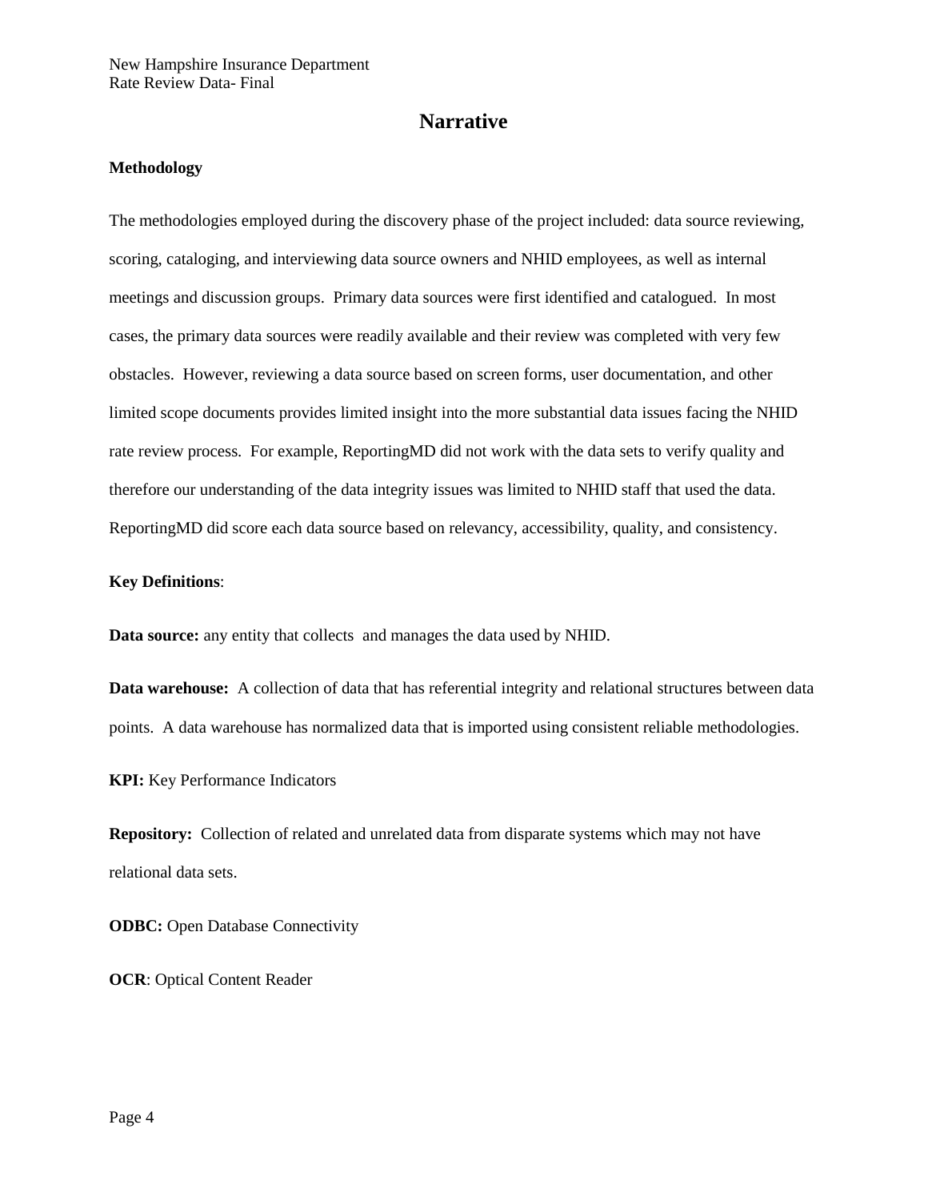# Narrative

**Methodology**

The methodologies employed during the discovery phase of the project included: data source reviewing, scoring, cataloging, and interviewing data source owners and NHID employees, as well as internal meetings and discussion groups. Primary data sources were first identified and catalogued. In most cases, the primary data sources were readily available and their review was completed with very few obstacles. However, reviewing a data source based on screen forms, user documentation, and other limited scope documents provides limited insight into the more substantial data issues facing the NHID rate review process. For example, ReportingMD did not work with the data sets to verify quality and therefore our understanding of the data integrity issues was limited to NHID staff that used the data. ReportingMD did score each data source based on relevancy, accessibility, quality, and consistency.

**Key Definitions**:

**Data source:** any entity that collects and manages the data used by NHID.

**Data warehouse:** A collection of data that has referential integrity and relational structures between data points. A data warehouse has normalized data that is imported using consistent reliable methodologies.

**KPI:** Key Performance Indicators

**Repository:** Collection of related and unrelated data from disparate systems which may not have relational data sets.

**ODBC:** Open Database Connectivity

**OCR**: Optical Content Reader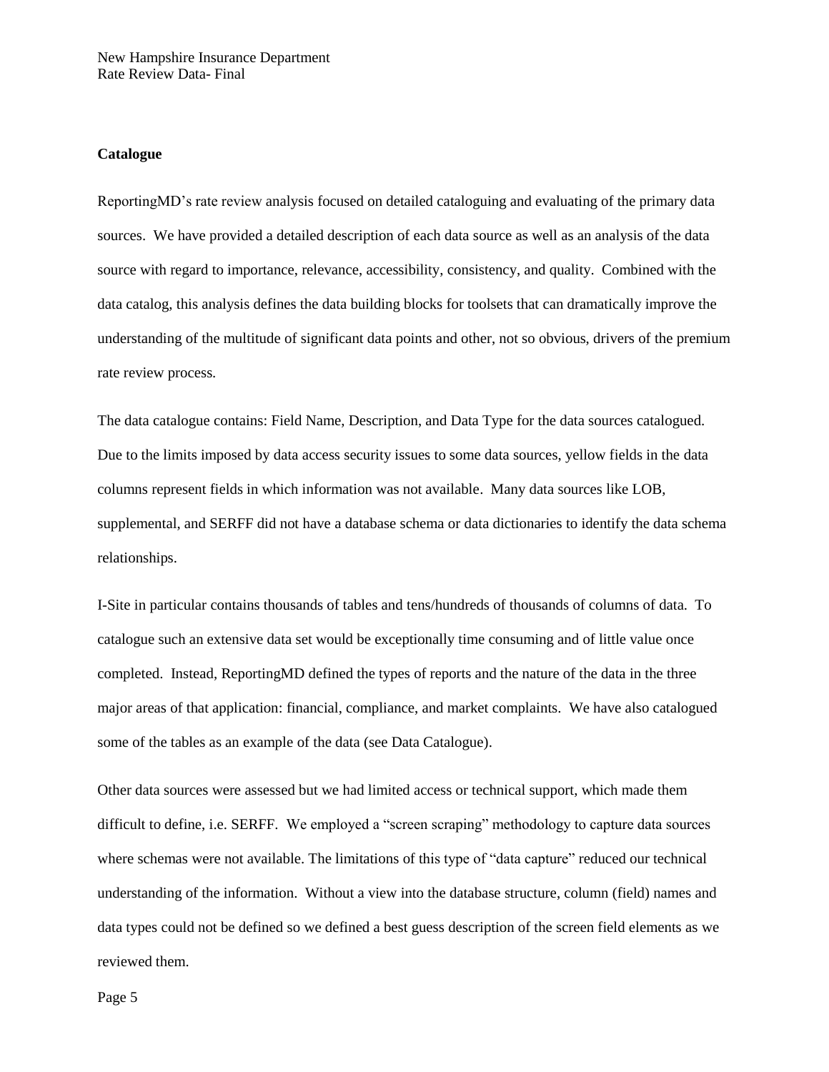**Catalogue**

ReportingMD's rate review analysis focused on detailed cataloguing and evaluating of the primary data sources. We have provided a detailed description of each data source as well as an analysis of the data source with regard to importance, relevance, accessibility, consistency, and quality. Combined with the data catalog, this analysis defines the data building blocks for toolsets that can dramatically improve the understanding of the multitude of significant data points and other, not so obvious, drivers of the premium rate review process.

The data catalogue contains: Field Name, Description, and Data Type for the data sources catalogued. Due to the limits imposed by data access security issues to some data sources, yellow fields in the data columns represent fields in which information was not available. Many data sources like LOB, supplemental, and SERFF did not have a database schema or data dictionaries to identify the data schema relationships.

I-Site in particular contains thousands of tables and tens/hundreds of thousands of columns of data. To catalogue such an extensive data set would be exceptionally time consuming and of little value once completed. Instead, ReportingMD defined the types of reports and the nature of the data in the three major areas of that application: financial, compliance, and market complaints. We have also catalogued some of the tables as an example of the data (see Data Catalogue).

Other data sources were assessed but we had limited access or technical support, which made them difficult to define, i.e. SERFF. We employed a "screen scraping" methodology to capture data sources where schemas were not available. The limitations of this type of "data capture" reduced our technical understanding of the information. Without a view into the database structure, column (field) names and data types could not be defined so we defined a best guess description of the screen field elements as we reviewed them.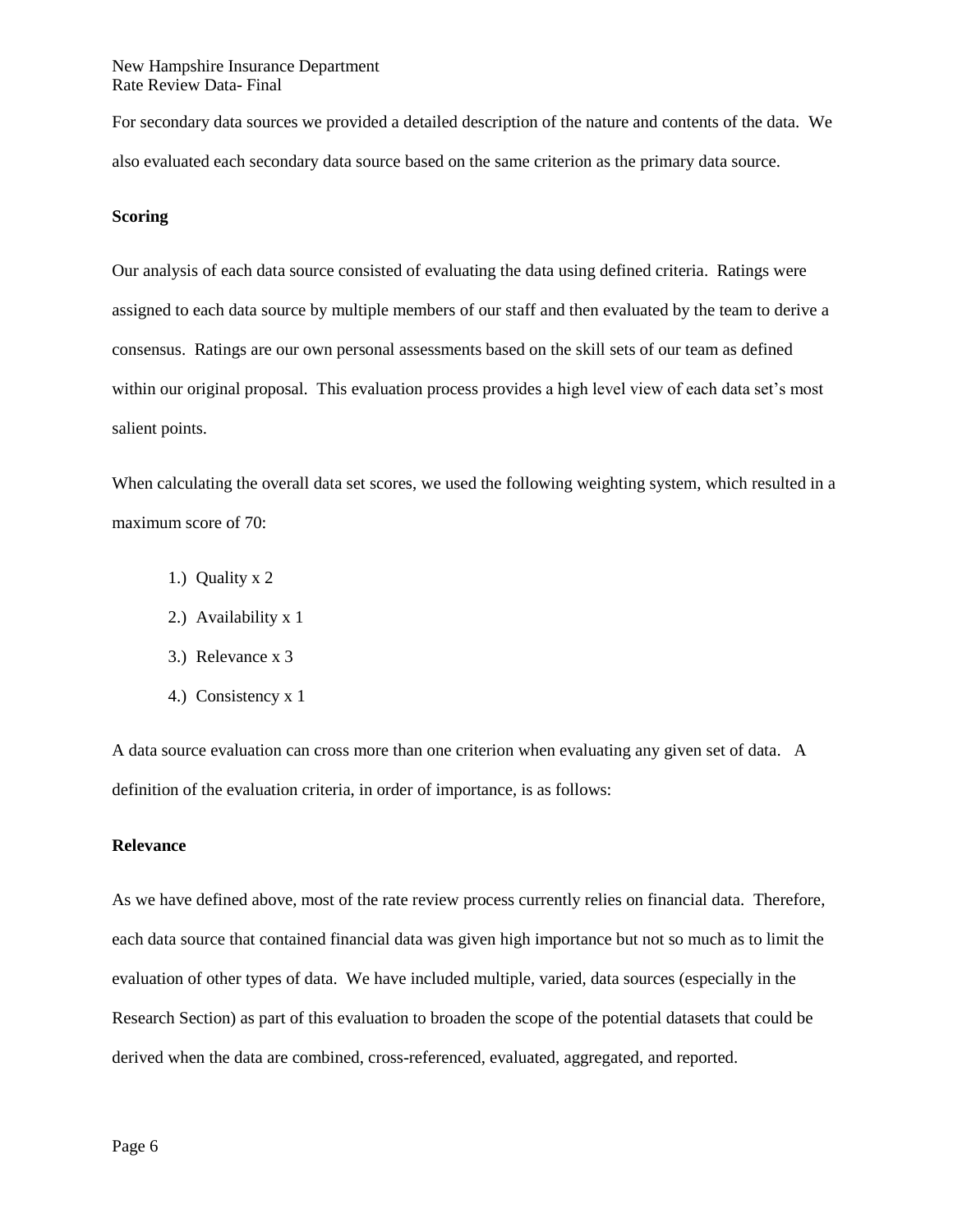For secondary data sources we provided a detailed description of the nature and contents of the data. We also evaluated each secondary data source based on the same criterion as the primary data source.

**Scoring**

Our analysis of each data source consisted of evaluating the data using defined criteria. Ratings were assigned to each data source by multiple members of our staff and then evaluated by the team to derive a consensus. Ratings are our own personal assessments based on the skill sets of our team as defined within our original proposal. This evaluation process provides a high level view of each data set's most salient points.

When calculating the overall data set scores, we used the following weighting system, which resulted in a maximum score of 70:

1.) Quality x 2
2.) Availability x 1
3.) Relevance x 3
4.) Consistency x 1

A data source evaluation can cross more than one criterion when evaluating any given set of data. A definition of the evaluation criteria, in order of importance, is as follows:

**Relevance**

As we have defined above, most of the rate review process currently relies on financial data. Therefore, each data source that contained financial data was given high importance but not so much as to limit the evaluation of other types of data. We have included multiple, varied, data sources (especially in the Research Section) as part of this evaluation to broaden the scope of the potential datasets that could be derived when the data are combined, cross-referenced, evaluated, aggregated, and reported.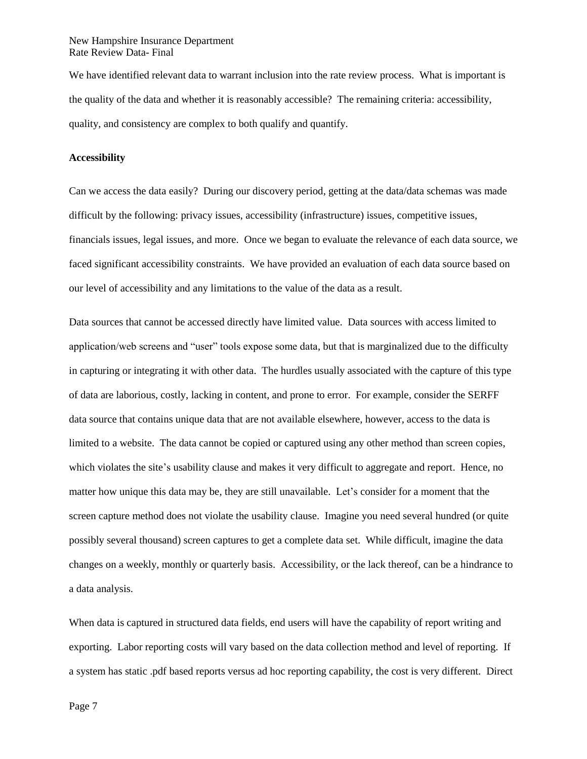We have identified relevant data to warrant inclusion into the rate review process. What is important is the quality of the data and whether it is reasonably accessible? The remaining criteria: accessibility, quality, and consistency are complex to both qualify and quantify.

**Accessibility**

Can we access the data easily? During our discovery period, getting at the data/data schemas was made difficult by the following: privacy issues, accessibility (infrastructure) issues, competitive issues, financials issues, legal issues, and more. Once we began to evaluate the relevance of each data source, we faced significant accessibility constraints. We have provided an evaluation of each data source based on our level of accessibility and any limitations to the value of the data as a result.

Data sources that cannot be accessed directly have limited value. Data sources with access limited to application/web screens and "user" tools expose some data, but that is marginalized due to the difficulty in capturing or integrating it with other data. The hurdles usually associated with the capture of this type of data are laborious, costly, lacking in content, and prone to error. For example, consider the SERFF data source that contains unique data that are not available elsewhere, however, access to the data is limited to a website. The data cannot be copied or captured using any other method than screen copies, which violates the site's usability clause and makes it very difficult to aggregate and report. Hence, no matter how unique this data may be, they are still unavailable. Let's consider for a moment that the screen capture method does not violate the usability clause. Imagine you need several hundred (or quite possibly several thousand) screen captures to get a complete data set. While difficult, imagine the data changes on a weekly, monthly or quarterly basis. Accessibility, or the lack thereof, can be a hindrance to a data analysis.

When data is captured in structured data fields, end users will have the capability of report writing and exporting. Labor reporting costs will vary based on the data collection method and level of reporting. If a system has static .pdf based reports versus ad hoc reporting capability, the cost is very different. Direct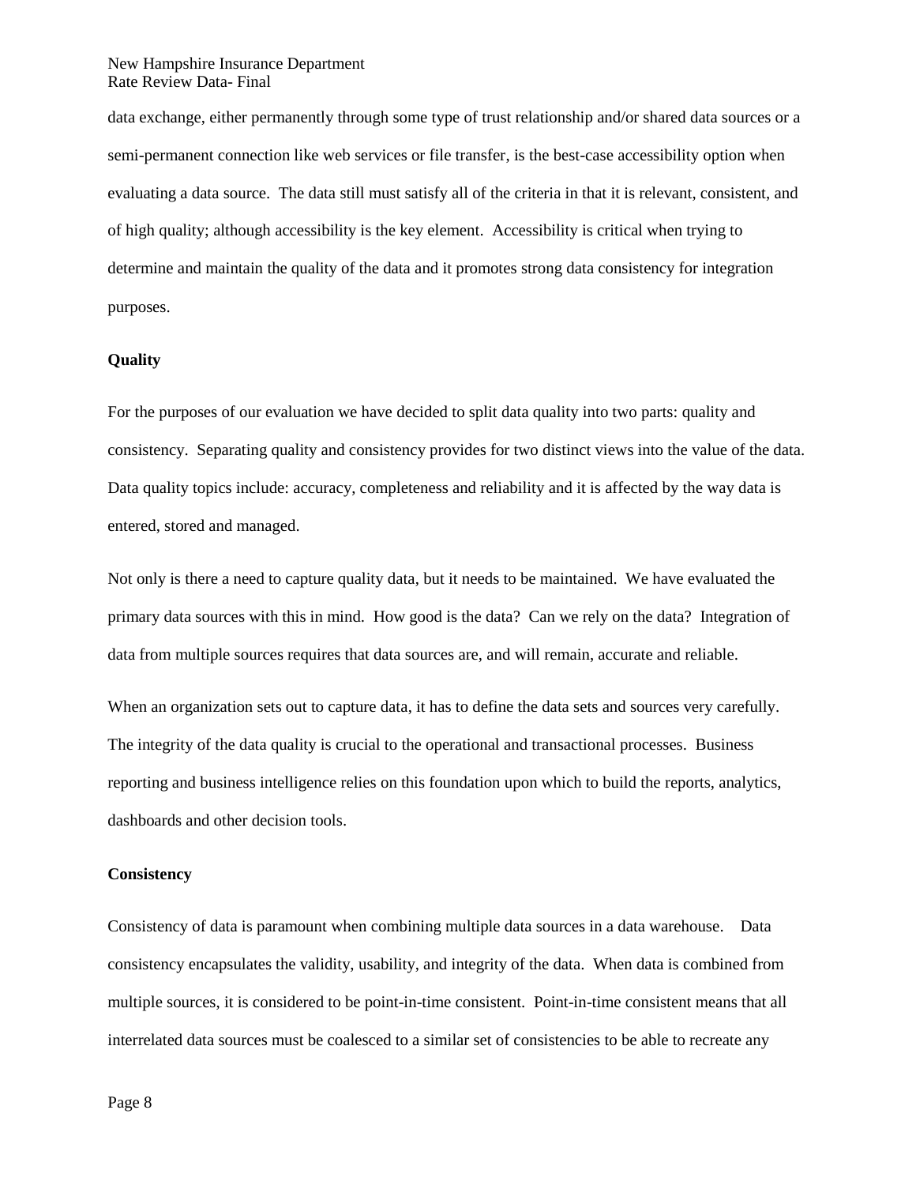data exchange, either permanently through some type of trust relationship and/or shared data sources or a semi-permanent connection like web services or file transfer, is the best-case accessibility option when evaluating a data source. The data still must satisfy all of the criteria in that it is relevant, consistent, and of high quality; although accessibility is the key element. Accessibility is critical when trying to determine and maintain the quality of the data and it promotes strong data consistency for integration purposes.

**Quality**

For the purposes of our evaluation we have decided to split data quality into two parts: quality and consistency. Separating quality and consistency provides for two distinct views into the value of the data. Data quality topics include: accuracy, completeness and reliability and it is affected by the way data is entered, stored and managed.

Not only is there a need to capture quality data, but it needs to be maintained. We have evaluated the primary data sources with this in mind. How good is the data? Can we rely on the data? Integration of data from multiple sources requires that data sources are, and will remain, accurate and reliable.

When an organization sets out to capture data, it has to define the data sets and sources very carefully. The integrity of the data quality is crucial to the operational and transactional processes. Business reporting and business intelligence relies on this foundation upon which to build the reports, analytics, dashboards and other decision tools.

**Consistency**

Consistency of data is paramount when combining multiple data sources in a data warehouse. Data consistency encapsulates the validity, usability, and integrity of the data. When data is combined from multiple sources, it is considered to be point-in-time consistent. Point-in-time consistent means that all interrelated data sources must be coalesced to a similar set of consistencies to be able to recreate any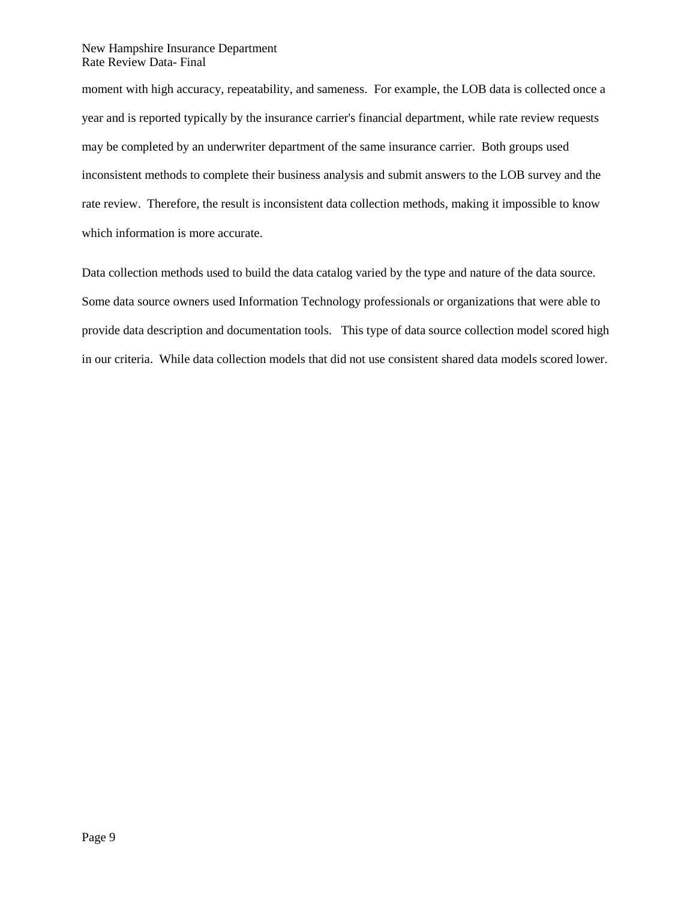moment with high accuracy, repeatability, and sameness. For example, the LOB data is collected once a year and is reported typically by the insurance carrier's financial department, while rate review requests may be completed by an underwriter department of the same insurance carrier. Both groups used inconsistent methods to complete their business analysis and submit answers to the LOB survey and the rate review. Therefore, the result is inconsistent data collection methods, making it impossible to know which information is more accurate.

Data collection methods used to build the data catalog varied by the type and nature of the data source. Some data source owners used Information Technology professionals or organizations that were able to provide data description and documentation tools. This type of data source collection model scored high in our criteria. While data collection models that did not use consistent shared data models scored lower.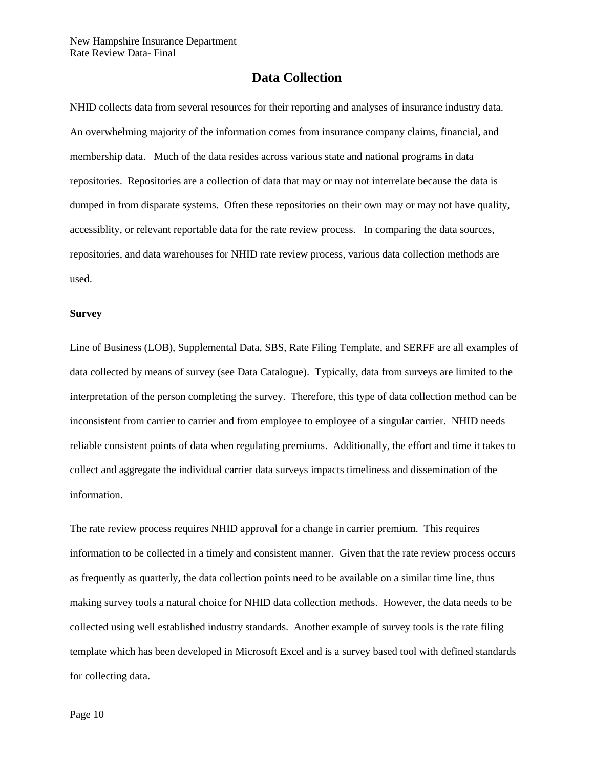# Data Collection

NHID collects data from several resources for their reporting and analyses of insurance industry data. An overwhelming majority of the information comes from insurance company claims, financial, and membership data. Much of the data resides across various state and national programs in data repositories. Repositories are a collection of data that may or may not interrelate because the data is dumped in from disparate systems. Often these repositories on their own may or may not have quality, accessiblity, or relevant reportable data for the rate review process. In comparing the data sources, repositories, and data warehouses for NHID rate review process, various data collection methods are used.

**Survey**

Line of Business (LOB), Supplemental Data, SBS, Rate Filing Template, and SERFF are all examples of data collected by means of survey (see Data Catalogue). Typically, data from surveys are limited to the interpretation of the person completing the survey. Therefore, this type of data collection method can be inconsistent from carrier to carrier and from employee to employee of a singular carrier. NHID needs reliable consistent points of data when regulating premiums. Additionally, the effort and time it takes to collect and aggregate the individual carrier data surveys impacts timeliness and dissemination of the information.

The rate review process requires NHID approval for a change in carrier premium. This requires information to be collected in a timely and consistent manner. Given that the rate review process occurs as frequently as quarterly, the data collection points need to be available on a similar time line, thus making survey tools a natural choice for NHID data collection methods. However, the data needs to be collected using well established industry standards. Another example of survey tools is the rate filing template which has been developed in Microsoft Excel and is a survey based tool with defined standards for collecting data.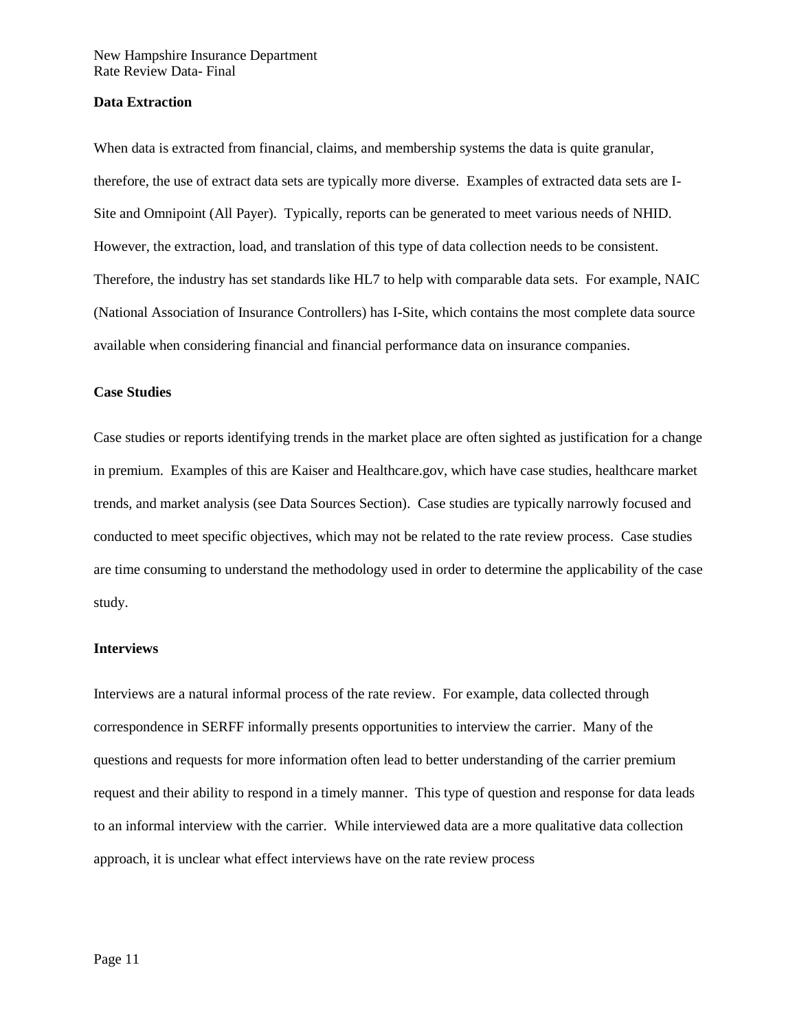### Data Extraction

When data is extracted from financial, claims, and membership systems the data is quite granular, therefore, the use of extract data sets are typically more diverse. Examples of extracted data sets are I-Site and Omnipoint (All Payer). Typically, reports can be generated to meet various needs of NHID. However, the extraction, load, and translation of this type of data collection needs to be consistent. Therefore, the industry has set standards like HL7 to help with comparable data sets. For example, NAIC (National Association of Insurance Controllers) has I-Site, which contains the most complete data source available when considering financial and financial performance data on insurance companies.

### Case Studies

Case studies or reports identifying trends in the market place are often sighted as justification for a change in premium. Examples of this are Kaiser and Healthcare.gov, which have case studies, healthcare market trends, and market analysis (see Data Sources Section). Case studies are typically narrowly focused and conducted to meet specific objectives, which may not be related to the rate review process. Case studies are time consuming to understand the methodology used in order to determine the applicability of the case study.

### Interviews

Interviews are a natural informal process of the rate review. For example, data collected through correspondence in SERFF informally presents opportunities to interview the carrier. Many of the questions and requests for more information often lead to better understanding of the carrier premium request and their ability to respond in a timely manner. This type of question and response for data leads to an informal interview with the carrier. While interviewed data are a more qualitative data collection approach, it is unclear what effect interviews have on the rate review process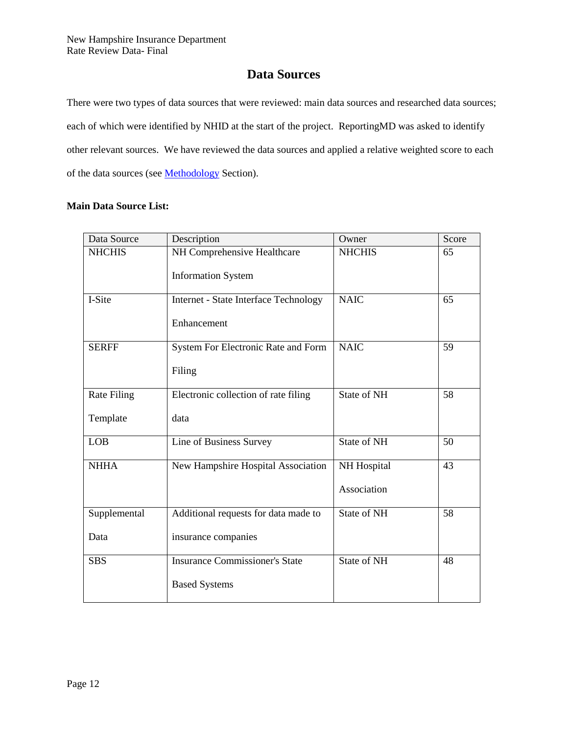## Data Sources

There were two types of data sources that were reviewed: main data sources and researched data sources; each of which were identified by NHID at the start of the project. ReportingMD was asked to identify other relevant sources. We have reviewed the data sources and applied a relative weighted score to each of the data sources (see Methodology Section).

**Main Data Source List:**

| Data Source | Description | Owner | Score |
|---|---|---|---|
| NHCHIS | NH Comprehensive Healthcare Information System | NHCHIS | 65 |
| I-Site | Internet - State Interface Technology Enhancement | NAIC | 65 |
| SERFF | System For Electronic Rate and Form Filing | NAIC | 59 |
| Rate Filing Template | Electronic collection of rate filing data | State of NH | 58 |
| LOB | Line of Business Survey | State of NH | 50 |
| NHHA | New Hampshire Hospital Association | NH Hospital Association | 43 |
| Supplemental Data | Additional requests for data made to insurance companies | State of NH | 58 |
| SBS | Insurance Commissioner's State Based Systems | State of NH | 48 |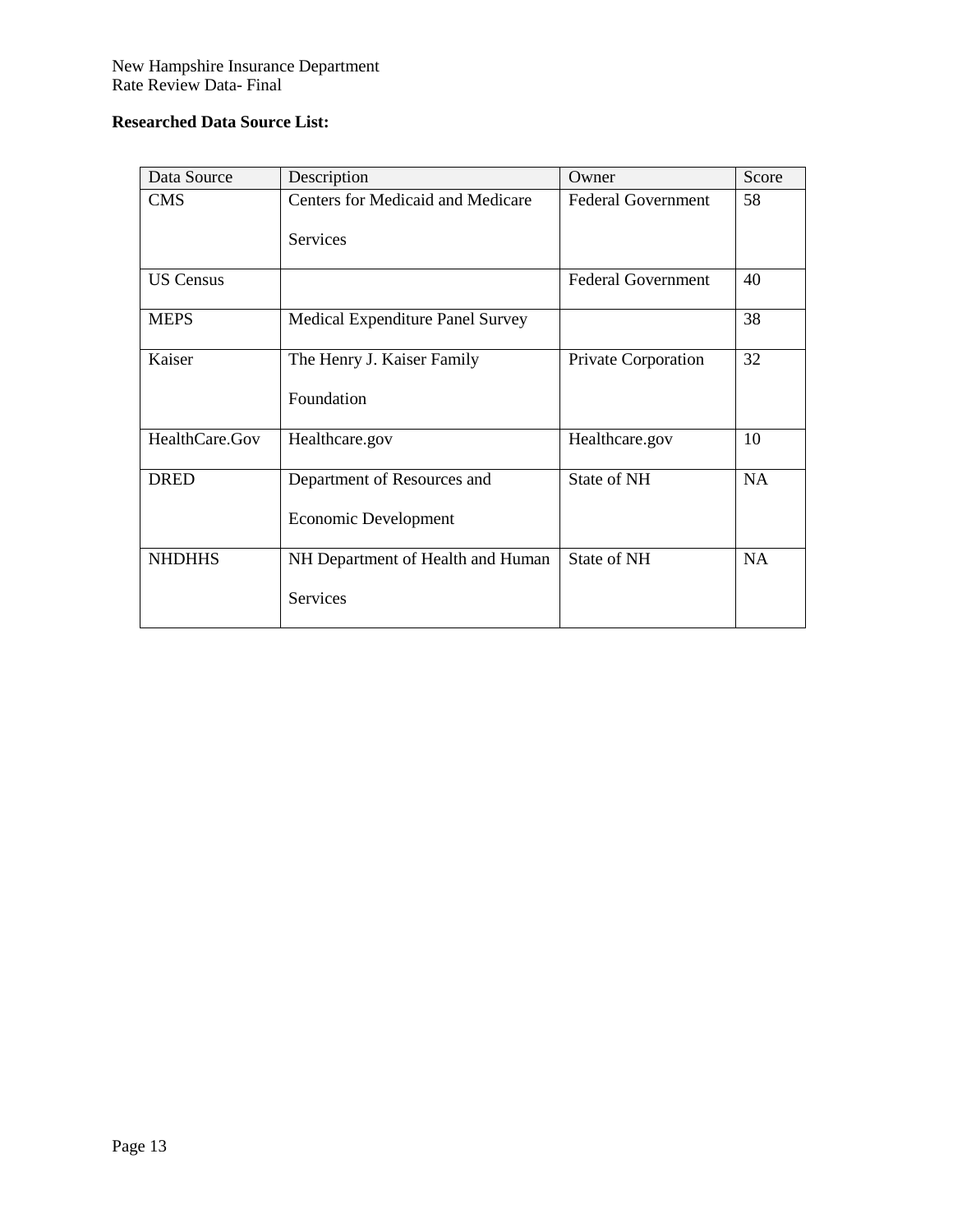**Researched Data Source List:**

| Data Source | Description | Owner | Score |
|---|---|---|---|
| CMS | Centers for Medicaid and Medicare Services | Federal Government | 58 |
| US Census | | Federal Government | 40 |
| MEPS | Medical Expenditure Panel Survey | | 38 |
| Kaiser | The Henry J. Kaiser Family Foundation | Private Corporation | 32 |
| HealthCare.Gov | Healthcare.gov | Healthcare.gov | 10 |
| DRED | Department of Resources and Economic Development | State of NH | NA |
| NHDHHS | NH Department of Health and Human Services | State of NH | NA |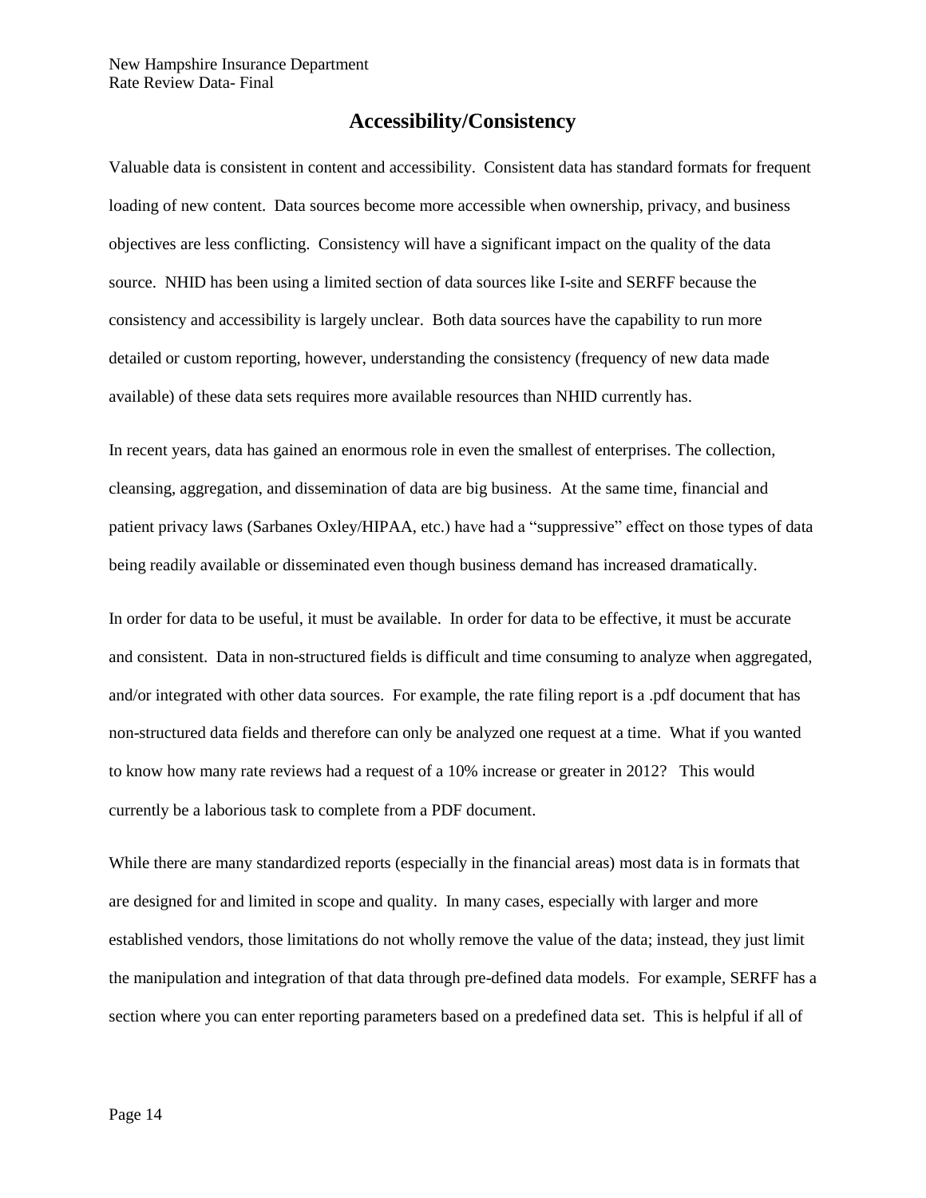## Accessibility/Consistency

Valuable data is consistent in content and accessibility. Consistent data has standard formats for frequent loading of new content. Data sources become more accessible when ownership, privacy, and business objectives are less conflicting. Consistency will have a significant impact on the quality of the data source. NHID has been using a limited section of data sources like I-site and SERFF because the consistency and accessibility is largely unclear. Both data sources have the capability to run more detailed or custom reporting, however, understanding the consistency (frequency of new data made available) of these data sets requires more available resources than NHID currently has.

In recent years, data has gained an enormous role in even the smallest of enterprises. The collection, cleansing, aggregation, and dissemination of data are big business. At the same time, financial and patient privacy laws (Sarbanes Oxley/HIPAA, etc.) have had a "suppressive" effect on those types of data being readily available or disseminated even though business demand has increased dramatically.

In order for data to be useful, it must be available. In order for data to be effective, it must be accurate and consistent. Data in non-structured fields is difficult and time consuming to analyze when aggregated, and/or integrated with other data sources. For example, the rate filing report is a .pdf document that has non-structured data fields and therefore can only be analyzed one request at a time. What if you wanted to know how many rate reviews had a request of a 10% increase or greater in 2012? This would currently be a laborious task to complete from a PDF document.

While there are many standardized reports (especially in the financial areas) most data is in formats that are designed for and limited in scope and quality. In many cases, especially with larger and more established vendors, those limitations do not wholly remove the value of the data; instead, they just limit the manipulation and integration of that data through pre-defined data models. For example, SERFF has a section where you can enter reporting parameters based on a predefined data set. This is helpful if all of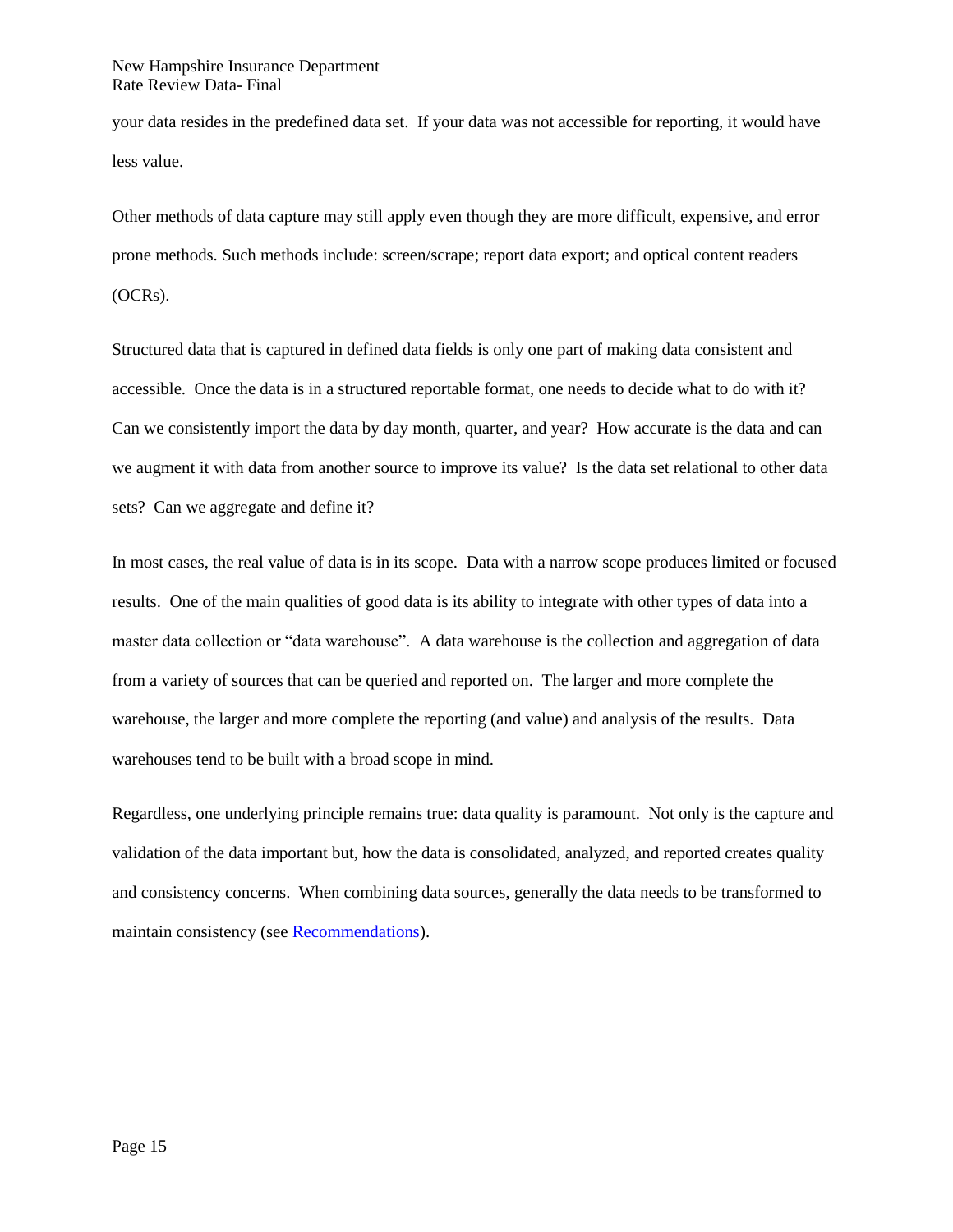your data resides in the predefined data set. If your data was not accessible for reporting, it would have less value.

Other methods of data capture may still apply even though they are more difficult, expensive, and error prone methods. Such methods include: screen/scrape; report data export; and optical content readers (OCRs).

Structured data that is captured in defined data fields is only one part of making data consistent and accessible. Once the data is in a structured reportable format, one needs to decide what to do with it? Can we consistently import the data by day month, quarter, and year? How accurate is the data and can we augment it with data from another source to improve its value? Is the data set relational to other data sets? Can we aggregate and define it?

In most cases, the real value of data is in its scope. Data with a narrow scope produces limited or focused results. One of the main qualities of good data is its ability to integrate with other types of data into a master data collection or "data warehouse". A data warehouse is the collection and aggregation of data from a variety of sources that can be queried and reported on. The larger and more complete the warehouse, the larger and more complete the reporting (and value) and analysis of the results. Data warehouses tend to be built with a broad scope in mind.

Regardless, one underlying principle remains true: data quality is paramount. Not only is the capture and validation of the data important but, how the data is consolidated, analyzed, and reported creates quality and consistency concerns. When combining data sources, generally the data needs to be transformed to maintain consistency (see Recommendations).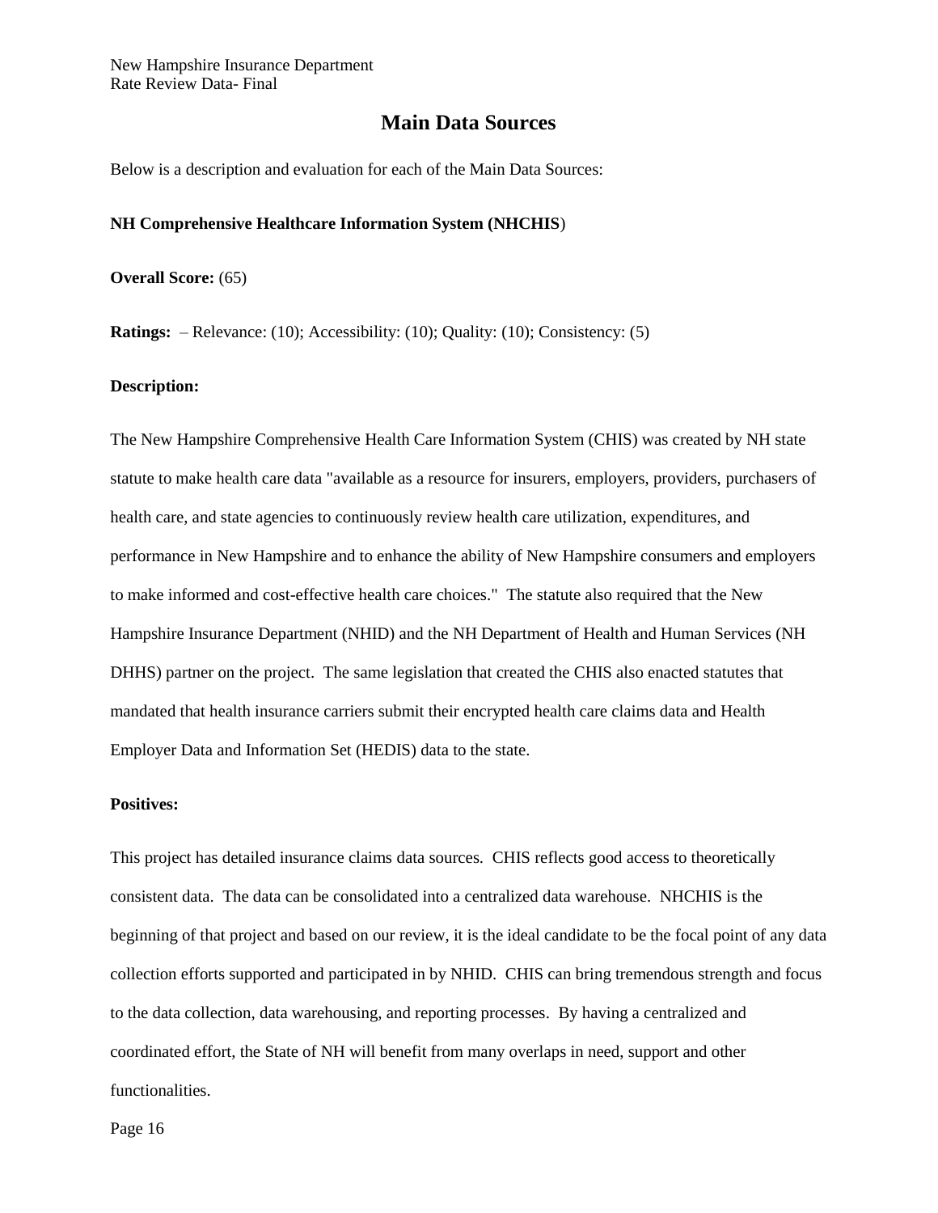## Main Data Sources

Below is a description and evaluation for each of the Main Data Sources:

**NH Comprehensive Healthcare Information System (NHCHIS)**

**Overall Score:** (65)

**Ratings:** – Relevance: (10); Accessibility: (10); Quality: (10); Consistency: (5)

**Description:**

The New Hampshire Comprehensive Health Care Information System (CHIS) was created by NH state statute to make health care data "available as a resource for insurers, employers, providers, purchasers of health care, and state agencies to continuously review health care utilization, expenditures, and performance in New Hampshire and to enhance the ability of New Hampshire consumers and employers to make informed and cost-effective health care choices." The statute also required that the New Hampshire Insurance Department (NHID) and the NH Department of Health and Human Services (NH DHHS) partner on the project. The same legislation that created the CHIS also enacted statutes that mandated that health insurance carriers submit their encrypted health care claims data and Health Employer Data and Information Set (HEDIS) data to the state.

**Positives:**

This project has detailed insurance claims data sources. CHIS reflects good access to theoretically consistent data. The data can be consolidated into a centralized data warehouse. NHCHIS is the beginning of that project and based on our review, it is the ideal candidate to be the focal point of any data collection efforts supported and participated in by NHID. CHIS can bring tremendous strength and focus to the data collection, data warehousing, and reporting processes. By having a centralized and coordinated effort, the State of NH will benefit from many overlaps in need, support and other functionalities.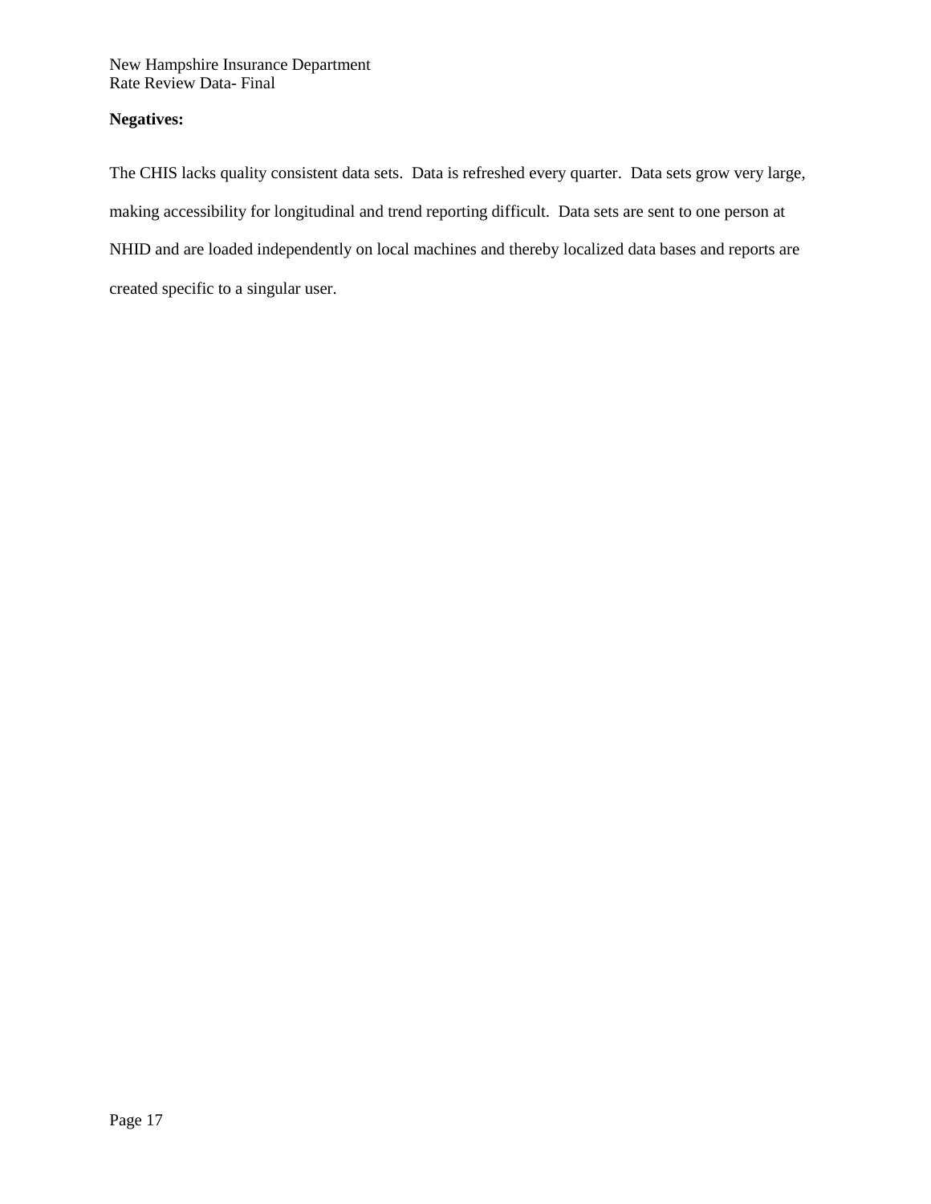**Negatives:**

The CHIS lacks quality consistent data sets. Data is refreshed every quarter. Data sets grow very large, making accessibility for longitudinal and trend reporting difficult. Data sets are sent to one person at NHID and are loaded independently on local machines and thereby localized data bases and reports are created specific to a singular user.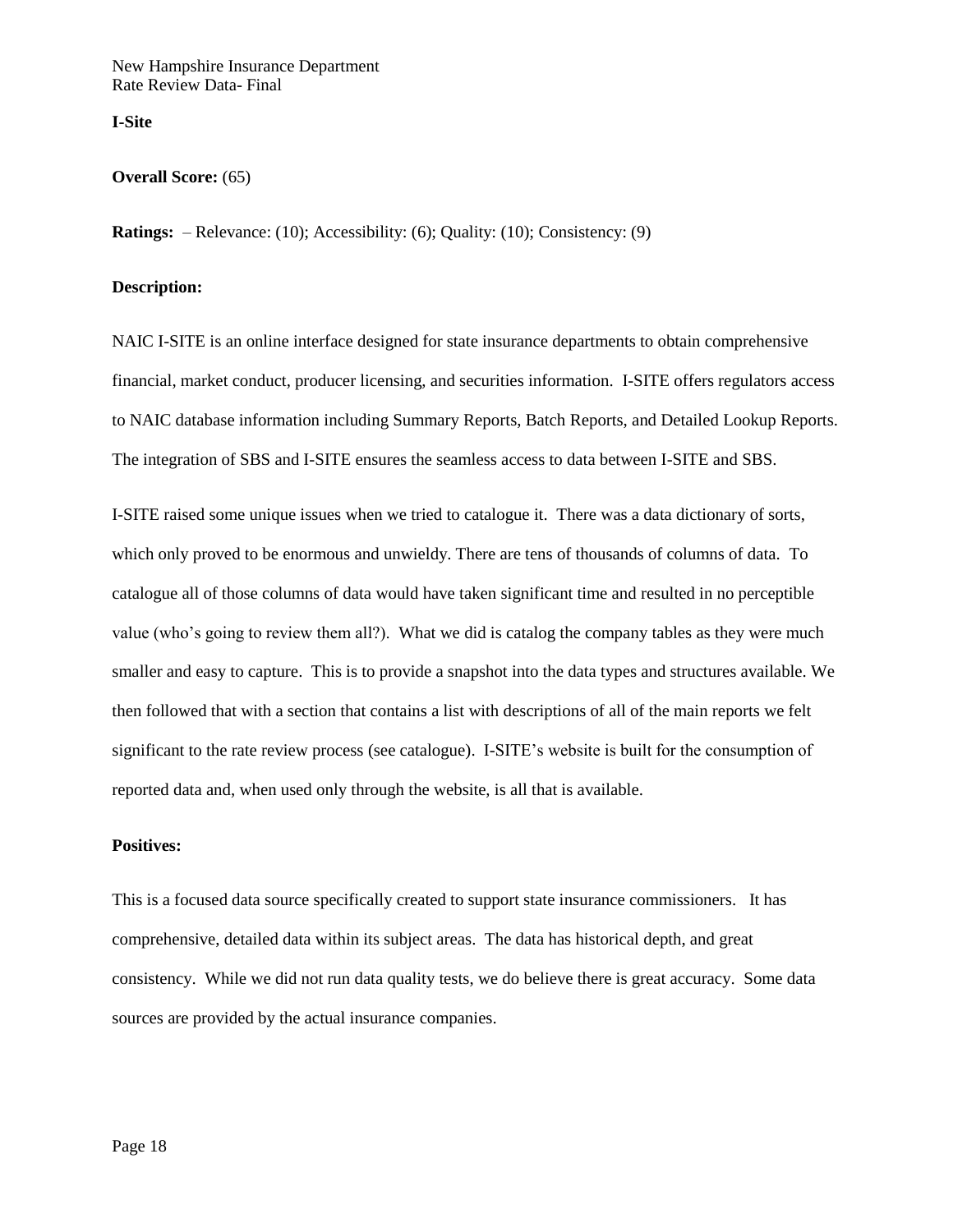**I-Site**

**Overall Score:** (65)

**Ratings:** – Relevance: (10); Accessibility: (6); Quality: (10); Consistency: (9)

**Description:**

NAIC I-SITE is an online interface designed for state insurance departments to obtain comprehensive financial, market conduct, producer licensing, and securities information. I-SITE offers regulators access to NAIC database information including Summary Reports, Batch Reports, and Detailed Lookup Reports. The integration of SBS and I-SITE ensures the seamless access to data between I-SITE and SBS.

I-SITE raised some unique issues when we tried to catalogue it. There was a data dictionary of sorts, which only proved to be enormous and unwieldy. There are tens of thousands of columns of data. To catalogue all of those columns of data would have taken significant time and resulted in no perceptible value (who's going to review them all?). What we did is catalog the company tables as they were much smaller and easy to capture. This is to provide a snapshot into the data types and structures available. We then followed that with a section that contains a list with descriptions of all of the main reports we felt significant to the rate review process (see catalogue). I-SITE's website is built for the consumption of reported data and, when used only through the website, is all that is available.

**Positives:**

This is a focused data source specifically created to support state insurance commissioners. It has comprehensive, detailed data within its subject areas. The data has historical depth, and great consistency. While we did not run data quality tests, we do believe there is great accuracy. Some data sources are provided by the actual insurance companies.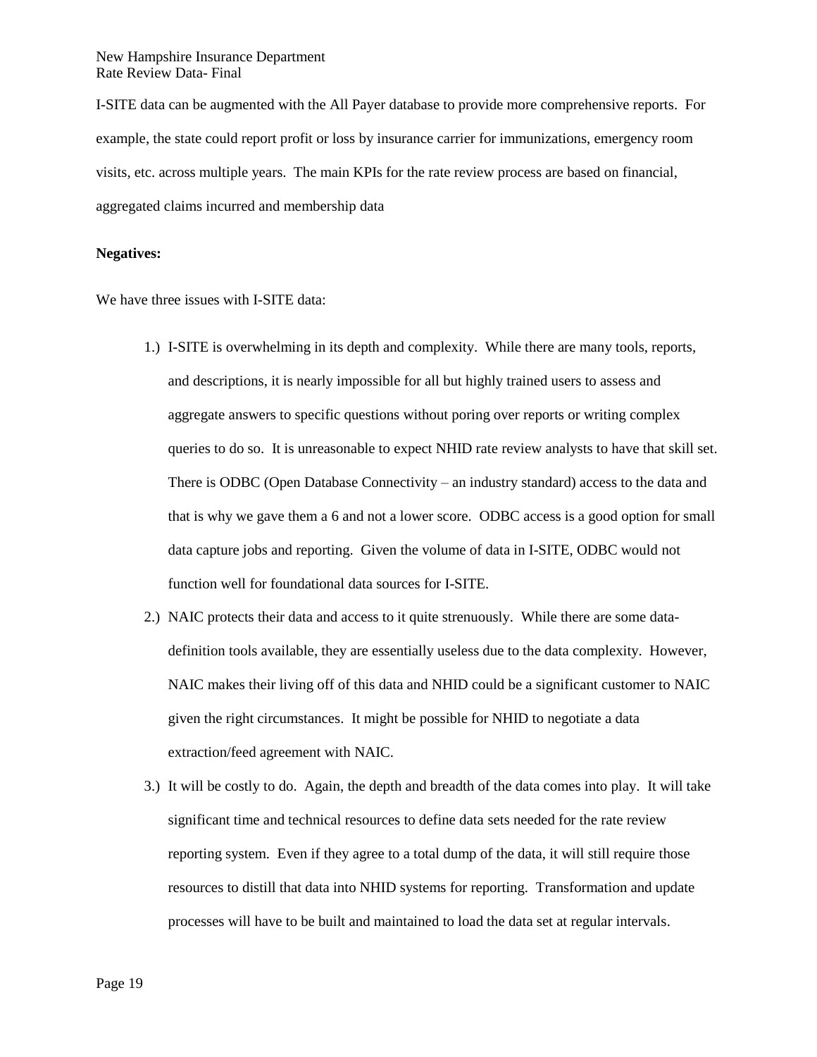I-SITE data can be augmented with the All Payer database to provide more comprehensive reports. For example, the state could report profit or loss by insurance carrier for immunizations, emergency room visits, etc. across multiple years. The main KPIs for the rate review process are based on financial, aggregated claims incurred and membership data

**Negatives:**

We have three issues with I-SITE data:

1.) I-SITE is overwhelming in its depth and complexity. While there are many tools, reports, and descriptions, it is nearly impossible for all but highly trained users to assess and aggregate answers to specific questions without poring over reports or writing complex queries to do so. It is unreasonable to expect NHID rate review analysts to have that skill set. There is ODBC (Open Database Connectivity – an industry standard) access to the data and that is why we gave them a 6 and not a lower score. ODBC access is a good option for small data capture jobs and reporting. Given the volume of data in I-SITE, ODBC would not function well for foundational data sources for I-SITE.

2.) NAIC protects their data and access to it quite strenuously. While there are some data-definition tools available, they are essentially useless due to the data complexity. However, NAIC makes their living off of this data and NHID could be a significant customer to NAIC given the right circumstances. It might be possible for NHID to negotiate a data extraction/feed agreement with NAIC.

3.) It will be costly to do. Again, the depth and breadth of the data comes into play. It will take significant time and technical resources to define data sets needed for the rate review reporting system. Even if they agree to a total dump of the data, it will still require those resources to distill that data into NHID systems for reporting. Transformation and update processes will have to be built and maintained to load the data set at regular intervals.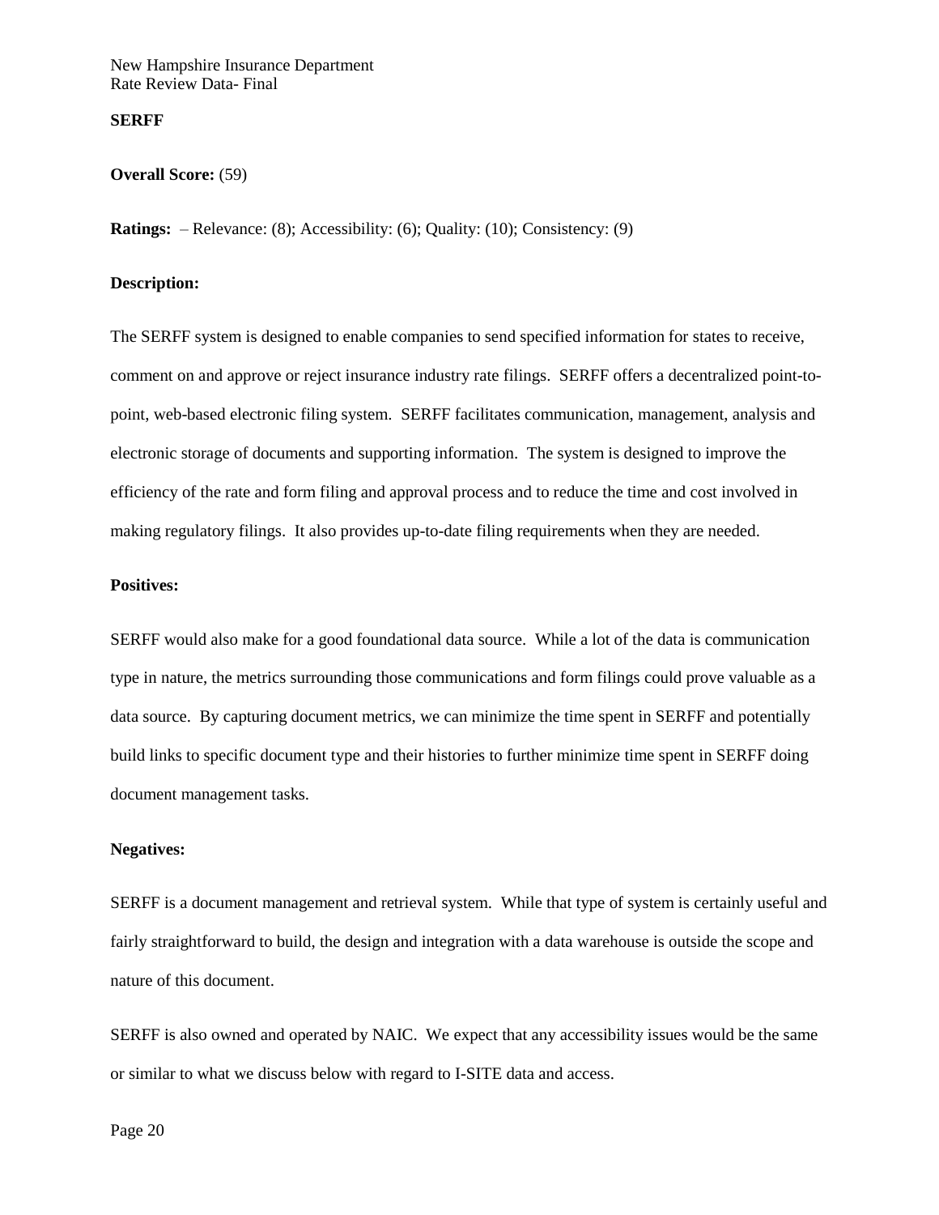**SERFF**

**Overall Score:** (59)

**Ratings:** – Relevance: (8); Accessibility: (6); Quality: (10); Consistency: (9)

**Description:**

The SERFF system is designed to enable companies to send specified information for states to receive, comment on and approve or reject insurance industry rate filings. SERFF offers a decentralized point-to-point, web-based electronic filing system. SERFF facilitates communication, management, analysis and electronic storage of documents and supporting information. The system is designed to improve the efficiency of the rate and form filing and approval process and to reduce the time and cost involved in making regulatory filings. It also provides up-to-date filing requirements when they are needed.

**Positives:**

SERFF would also make for a good foundational data source. While a lot of the data is communication type in nature, the metrics surrounding those communications and form filings could prove valuable as a data source. By capturing document metrics, we can minimize the time spent in SERFF and potentially build links to specific document type and their histories to further minimize time spent in SERFF doing document management tasks.

**Negatives:**

SERFF is a document management and retrieval system. While that type of system is certainly useful and fairly straightforward to build, the design and integration with a data warehouse is outside the scope and nature of this document.

SERFF is also owned and operated by NAIC. We expect that any accessibility issues would be the same or similar to what we discuss below with regard to I-SITE data and access.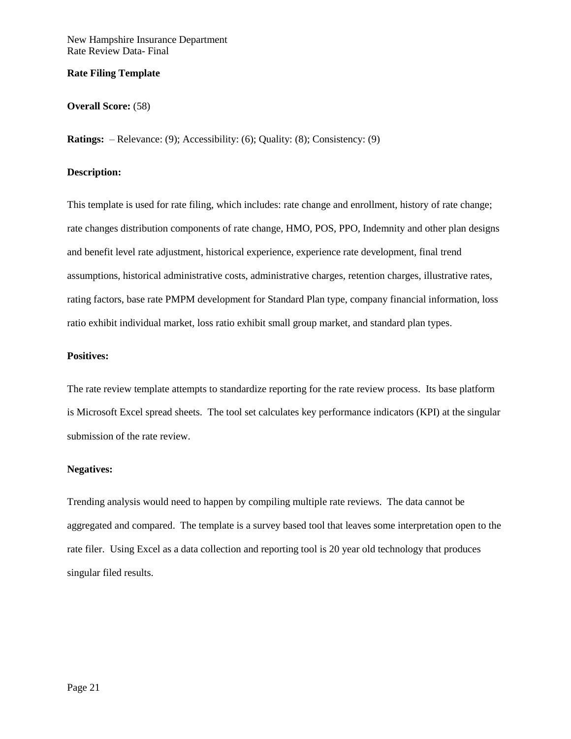**Rate Filing Template**

**Overall Score:** (58)

**Ratings:** – Relevance: (9); Accessibility: (6); Quality: (8); Consistency: (9)

**Description:**

This template is used for rate filing, which includes: rate change and enrollment, history of rate change; rate changes distribution components of rate change, HMO, POS, PPO, Indemnity and other plan designs and benefit level rate adjustment, historical experience, experience rate development, final trend assumptions, historical administrative costs, administrative charges, retention charges, illustrative rates, rating factors, base rate PMPM development for Standard Plan type, company financial information, loss ratio exhibit individual market, loss ratio exhibit small group market, and standard plan types.

**Positives:**

The rate review template attempts to standardize reporting for the rate review process. Its base platform is Microsoft Excel spread sheets. The tool set calculates key performance indicators (KPI) at the singular submission of the rate review.

**Negatives:**

Trending analysis would need to happen by compiling multiple rate reviews. The data cannot be aggregated and compared. The template is a survey based tool that leaves some interpretation open to the rate filer. Using Excel as a data collection and reporting tool is 20 year old technology that produces singular filed results.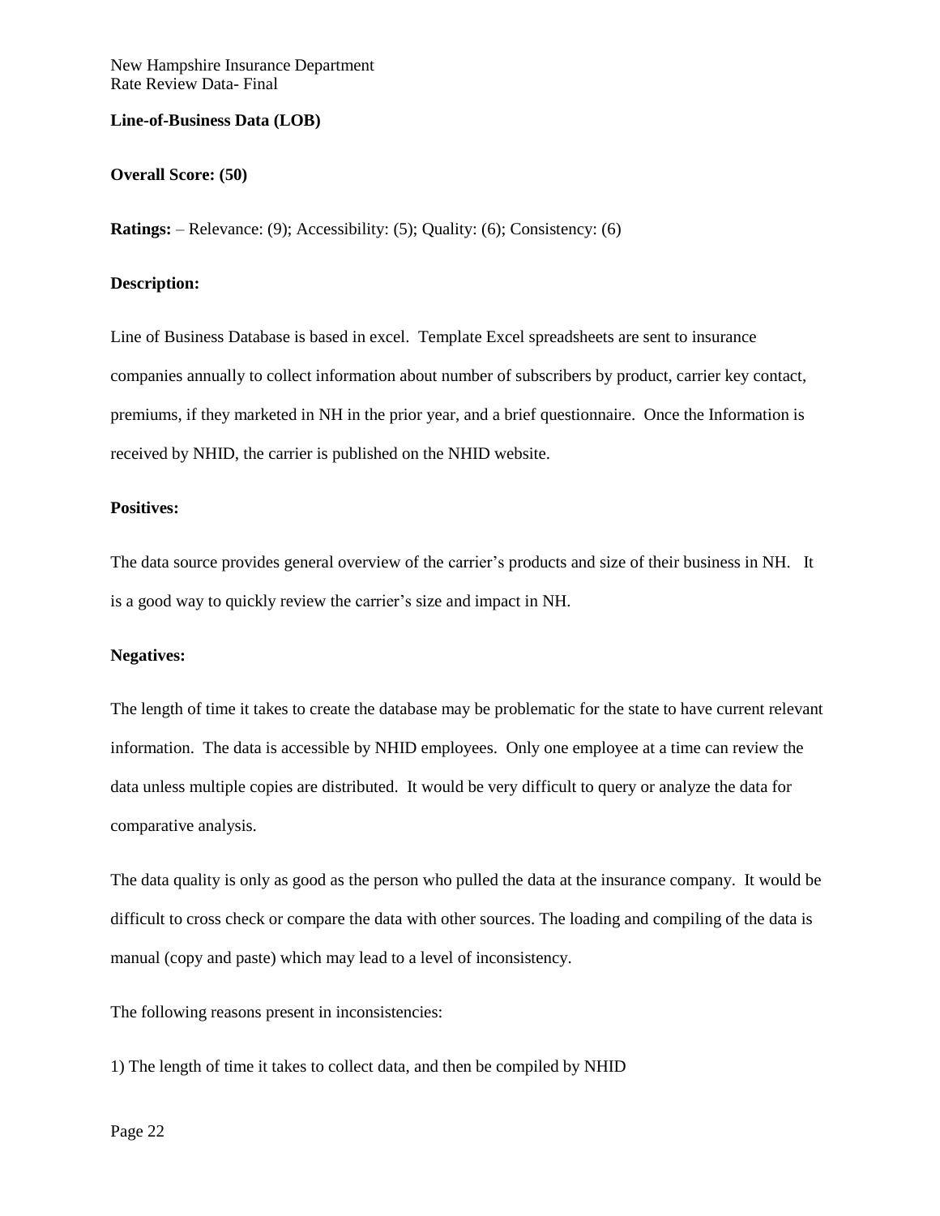**Line-of-Business Data (LOB)**

**Overall Score: (50)**

**Ratings:** – Relevance: (9); Accessibility: (5); Quality: (6); Consistency: (6)

**Description:**

Line of Business Database is based in excel. Template Excel spreadsheets are sent to insurance companies annually to collect information about number of subscribers by product, carrier key contact, premiums, if they marketed in NH in the prior year, and a brief questionnaire. Once the Information is received by NHID, the carrier is published on the NHID website.

**Positives:**

The data source provides general overview of the carrier's products and size of their business in NH. It is a good way to quickly review the carrier's size and impact in NH.

**Negatives:**

The length of time it takes to create the database may be problematic for the state to have current relevant information. The data is accessible by NHID employees. Only one employee at a time can review the data unless multiple copies are distributed. It would be very difficult to query or analyze the data for comparative analysis.

The data quality is only as good as the person who pulled the data at the insurance company. It would be difficult to cross check or compare the data with other sources. The loading and compiling of the data is manual (copy and paste) which may lead to a level of inconsistency.

The following reasons present in inconsistencies:

1) The length of time it takes to collect data, and then be compiled by NHID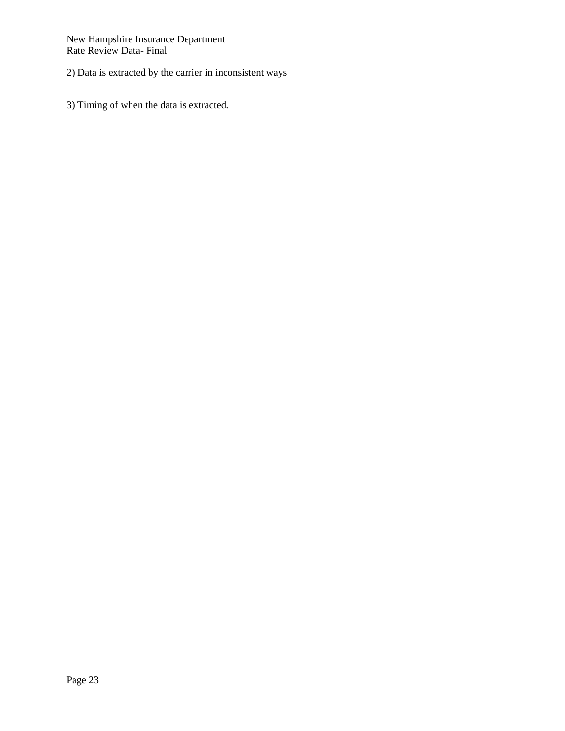2) Data is extracted by the carrier in inconsistent ways

3) Timing of when the data is extracted.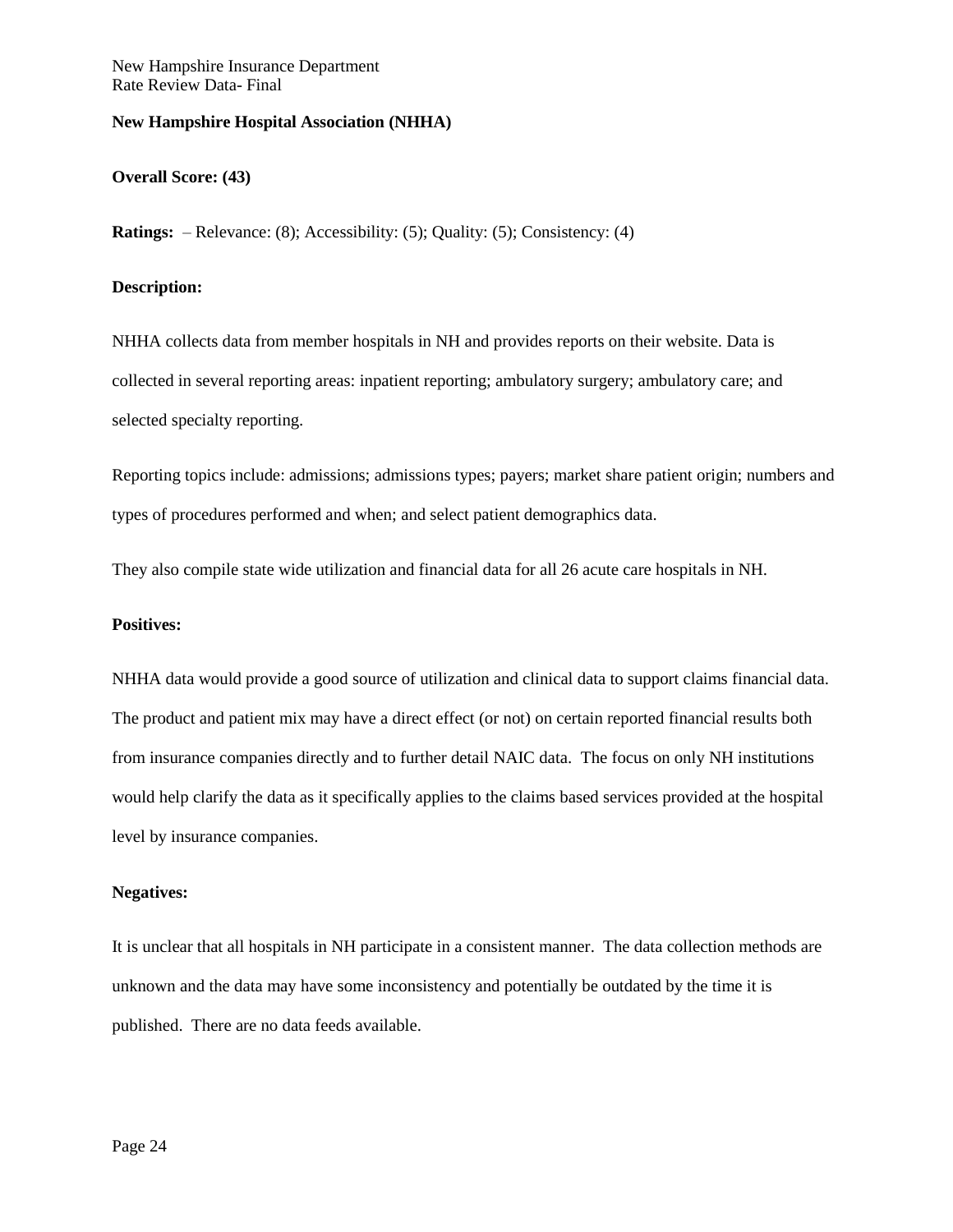**New Hampshire Hospital Association (NHHA)**

**Overall Score: (43)**

**Ratings:** – Relevance: (8); Accessibility: (5); Quality: (5); Consistency: (4)

**Description:**

NHHA collects data from member hospitals in NH and provides reports on their website. Data is collected in several reporting areas: inpatient reporting; ambulatory surgery; ambulatory care; and selected specialty reporting.

Reporting topics include: admissions; admissions types; payers; market share patient origin; numbers and types of procedures performed and when; and select patient demographics data.

They also compile state wide utilization and financial data for all 26 acute care hospitals in NH.

**Positives:**

NHHA data would provide a good source of utilization and clinical data to support claims financial data. The product and patient mix may have a direct effect (or not) on certain reported financial results both from insurance companies directly and to further detail NAIC data. The focus on only NH institutions would help clarify the data as it specifically applies to the claims based services provided at the hospital level by insurance companies.

**Negatives:**

It is unclear that all hospitals in NH participate in a consistent manner. The data collection methods are unknown and the data may have some inconsistency and potentially be outdated by the time it is published. There are no data feeds available.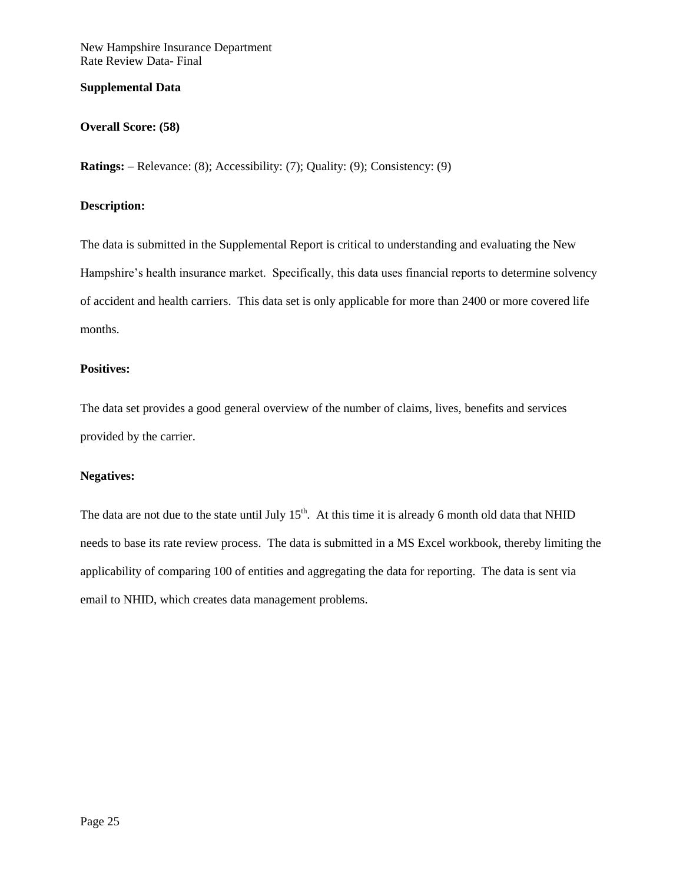**Supplemental Data**

**Overall Score: (58)**

**Ratings:** – Relevance: (8); Accessibility: (7); Quality: (9); Consistency: (9)

**Description:**

The data is submitted in the Supplemental Report is critical to understanding and evaluating the New Hampshire's health insurance market. Specifically, this data uses financial reports to determine solvency of accident and health carriers. This data set is only applicable for more than 2400 or more covered life months.

**Positives:**

The data set provides a good general overview of the number of claims, lives, benefits and services provided by the carrier.

**Negatives:**

The data are not due to the state until July 15th. At this time it is already 6 month old data that NHID needs to base its rate review process. The data is submitted in a MS Excel workbook, thereby limiting the applicability of comparing 100 of entities and aggregating the data for reporting. The data is sent via email to NHID, which creates data management problems.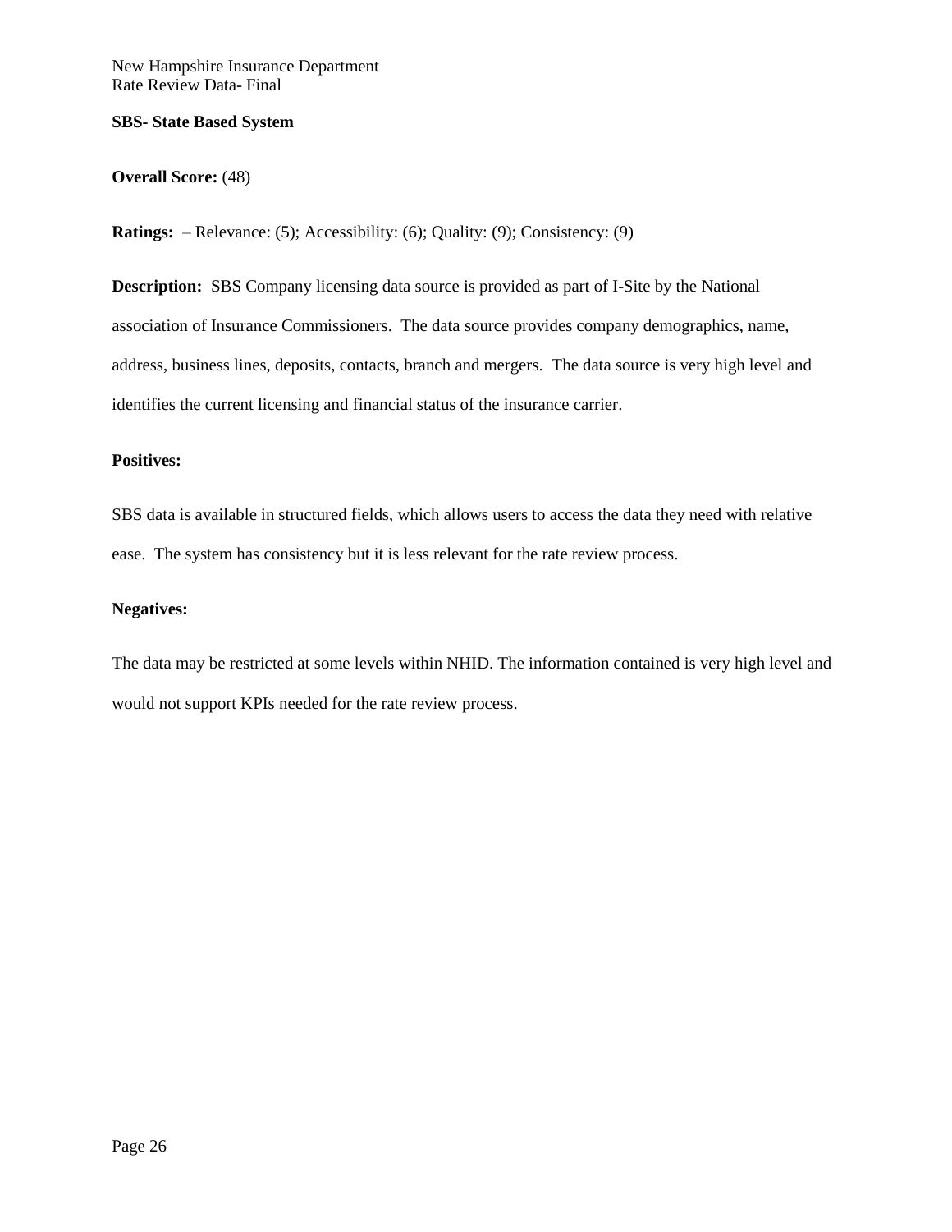**SBS- State Based System**

**Overall Score:** (48)

**Ratings:** – Relevance: (5); Accessibility: (6); Quality: (9); Consistency: (9)

**Description:** SBS Company licensing data source is provided as part of I-Site by the National association of Insurance Commissioners. The data source provides company demographics, name, address, business lines, deposits, contacts, branch and mergers. The data source is very high level and identifies the current licensing and financial status of the insurance carrier.

**Positives:**

SBS data is available in structured fields, which allows users to access the data they need with relative ease. The system has consistency but it is less relevant for the rate review process.

**Negatives:**

The data may be restricted at some levels within NHID. The information contained is very high level and would not support KPIs needed for the rate review process.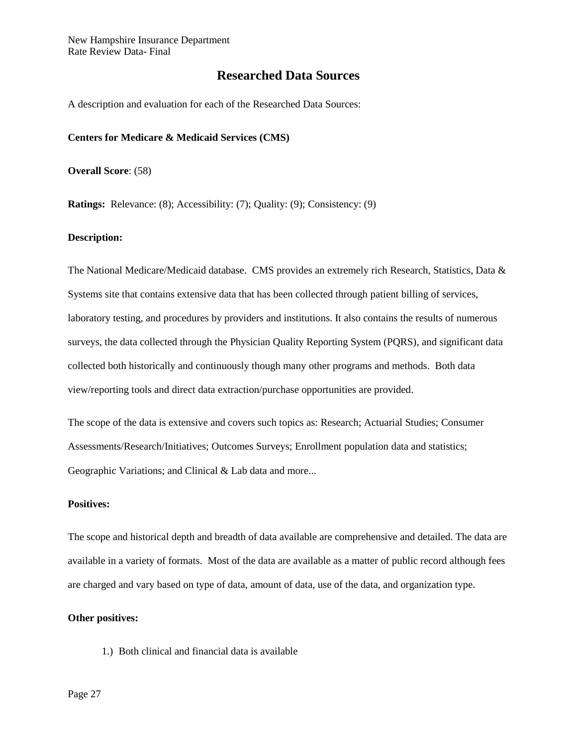## Researched Data Sources

A description and evaluation for each of the Researched Data Sources:

**Centers for Medicare & Medicaid Services (CMS)**

**Overall Score**: (58)

**Ratings:** Relevance: (8); Accessibility: (7); Quality: (9); Consistency: (9)

**Description:**

The National Medicare/Medicaid database. CMS provides an extremely rich Research, Statistics, Data & Systems site that contains extensive data that has been collected through patient billing of services, laboratory testing, and procedures by providers and institutions. It also contains the results of numerous surveys, the data collected through the Physician Quality Reporting System (PQRS), and significant data collected both historically and continuously though many other programs and methods. Both data view/reporting tools and direct data extraction/purchase opportunities are provided.

The scope of the data is extensive and covers such topics as: Research; Actuarial Studies; Consumer Assessments/Research/Initiatives; Outcomes Surveys; Enrollment population data and statistics; Geographic Variations; and Clinical & Lab data and more...

**Positives:**

The scope and historical depth and breadth of data available are comprehensive and detailed. The data are available in a variety of formats. Most of the data are available as a matter of public record although fees are charged and vary based on type of data, amount of data, use of the data, and organization type.

**Other positives:**

1.) Both clinical and financial data is available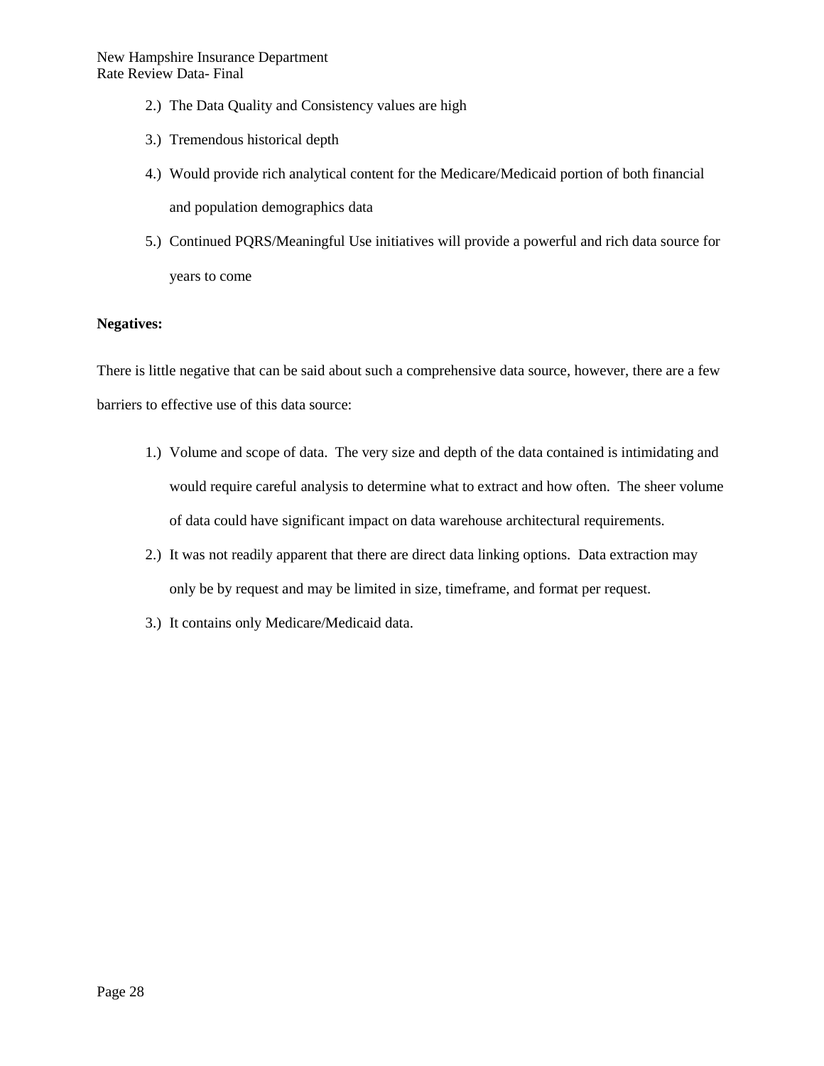2.) The Data Quality and Consistency values are high

3.) Tremendous historical depth

4.) Would provide rich analytical content for the Medicare/Medicaid portion of both financial and population demographics data

5.) Continued PQRS/Meaningful Use initiatives will provide a powerful and rich data source for years to come

**Negatives:**

There is little negative that can be said about such a comprehensive data source, however, there are a few barriers to effective use of this data source:

1.) Volume and scope of data. The very size and depth of the data contained is intimidating and would require careful analysis to determine what to extract and how often. The sheer volume of data could have significant impact on data warehouse architectural requirements.

2.) It was not readily apparent that there are direct data linking options. Data extraction may only be by request and may be limited in size, timeframe, and format per request.

3.) It contains only Medicare/Medicaid data.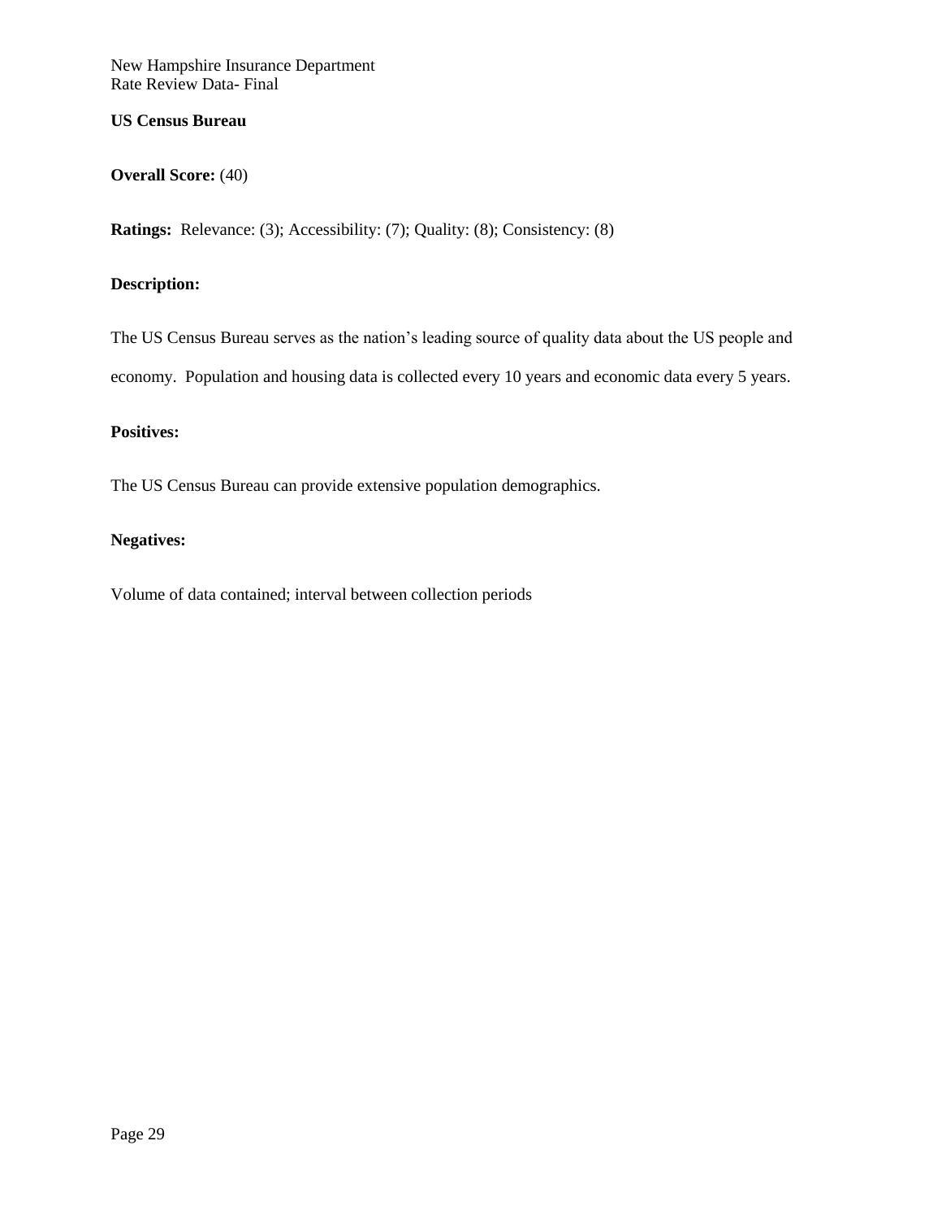**US Census Bureau**

**Overall Score:** (40)

**Ratings:** Relevance: (3); Accessibility: (7); Quality: (8); Consistency: (8)

**Description:**

The US Census Bureau serves as the nation's leading source of quality data about the US people and economy. Population and housing data is collected every 10 years and economic data every 5 years.

**Positives:**

The US Census Bureau can provide extensive population demographics.

**Negatives:**

Volume of data contained; interval between collection periods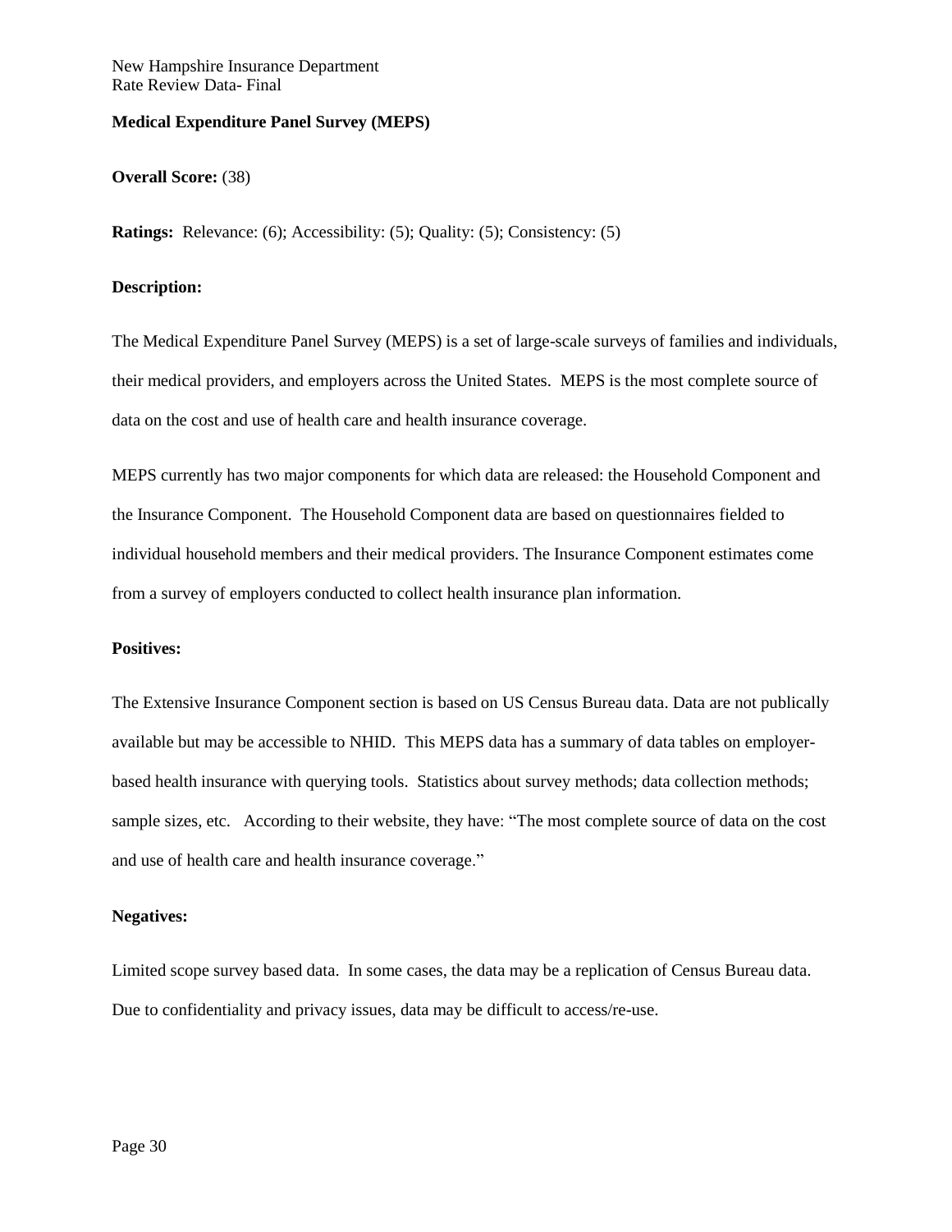**Medical Expenditure Panel Survey (MEPS)**

**Overall Score:** (38)

**Ratings:** Relevance: (6); Accessibility: (5); Quality: (5); Consistency: (5)

**Description:**

The Medical Expenditure Panel Survey (MEPS) is a set of large-scale surveys of families and individuals, their medical providers, and employers across the United States. MEPS is the most complete source of data on the cost and use of health care and health insurance coverage.

MEPS currently has two major components for which data are released: the Household Component and the Insurance Component. The Household Component data are based on questionnaires fielded to individual household members and their medical providers. The Insurance Component estimates come from a survey of employers conducted to collect health insurance plan information.

**Positives:**

The Extensive Insurance Component section is based on US Census Bureau data. Data are not publically available but may be accessible to NHID. This MEPS data has a summary of data tables on employer-based health insurance with querying tools. Statistics about survey methods; data collection methods; sample sizes, etc. According to their website, they have: "The most complete source of data on the cost and use of health care and health insurance coverage."

**Negatives:**

Limited scope survey based data. In some cases, the data may be a replication of Census Bureau data. Due to confidentiality and privacy issues, data may be difficult to access/re-use.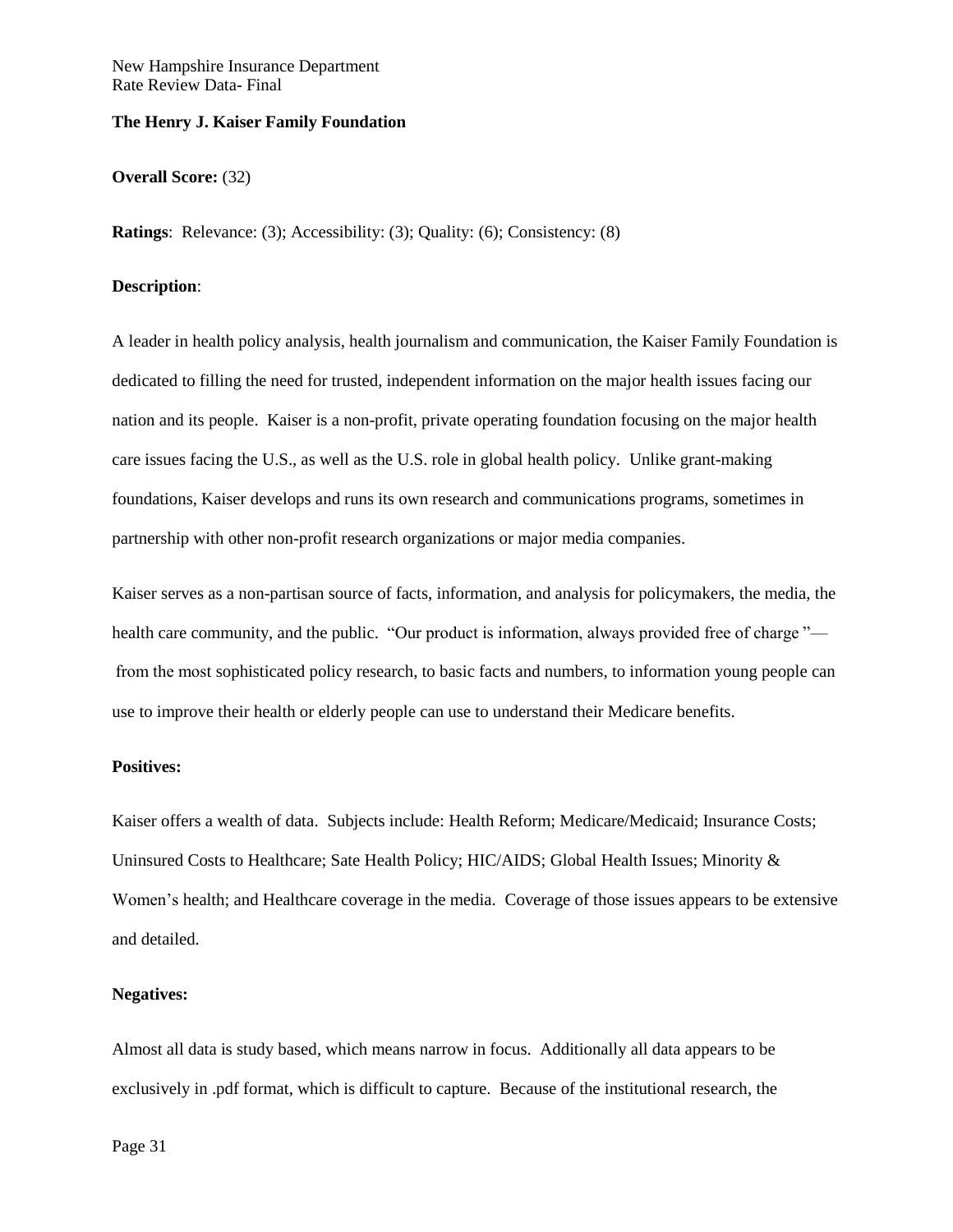**The Henry J. Kaiser Family Foundation**

**Overall Score:** (32)

**Ratings**: Relevance: (3); Accessibility: (3); Quality: (6); Consistency: (8)

**Description**:

A leader in health policy analysis, health journalism and communication, the Kaiser Family Foundation is dedicated to filling the need for trusted, independent information on the major health issues facing our nation and its people. Kaiser is a non-profit, private operating foundation focusing on the major health care issues facing the U.S., as well as the U.S. role in global health policy. Unlike grant-making foundations, Kaiser develops and runs its own research and communications programs, sometimes in partnership with other non-profit research organizations or major media companies.

Kaiser serves as a non-partisan source of facts, information, and analysis for policymakers, the media, the health care community, and the public. "Our product is information, always provided free of charge "— from the most sophisticated policy research, to basic facts and numbers, to information young people can use to improve their health or elderly people can use to understand their Medicare benefits.

**Positives:**

Kaiser offers a wealth of data. Subjects include: Health Reform; Medicare/Medicaid; Insurance Costs; Uninsured Costs to Healthcare; Sate Health Policy; HIC/AIDS; Global Health Issues; Minority & Women's health; and Healthcare coverage in the media. Coverage of those issues appears to be extensive and detailed.

**Negatives:**

Almost all data is study based, which means narrow in focus. Additionally all data appears to be exclusively in .pdf format, which is difficult to capture. Because of the institutional research, the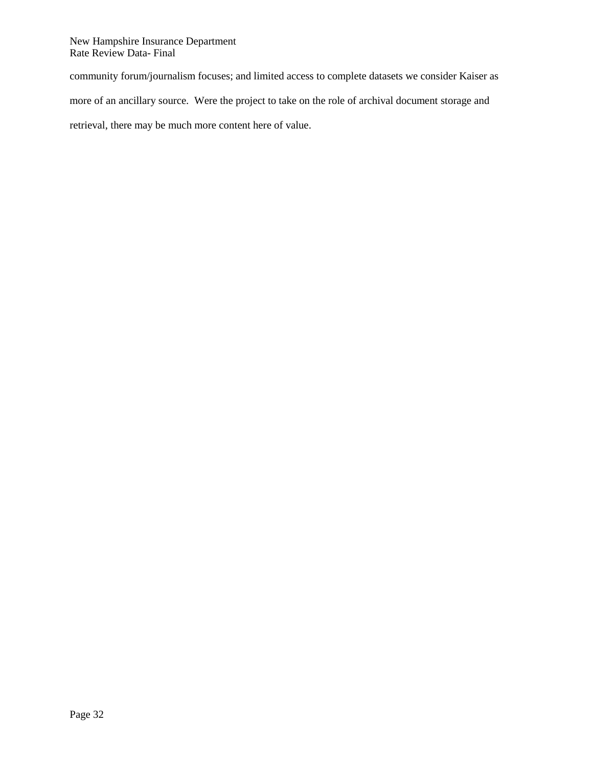community forum/journalism focuses; and limited access to complete datasets we consider Kaiser as more of an ancillary source. Were the project to take on the role of archival document storage and retrieval, there may be much more content here of value.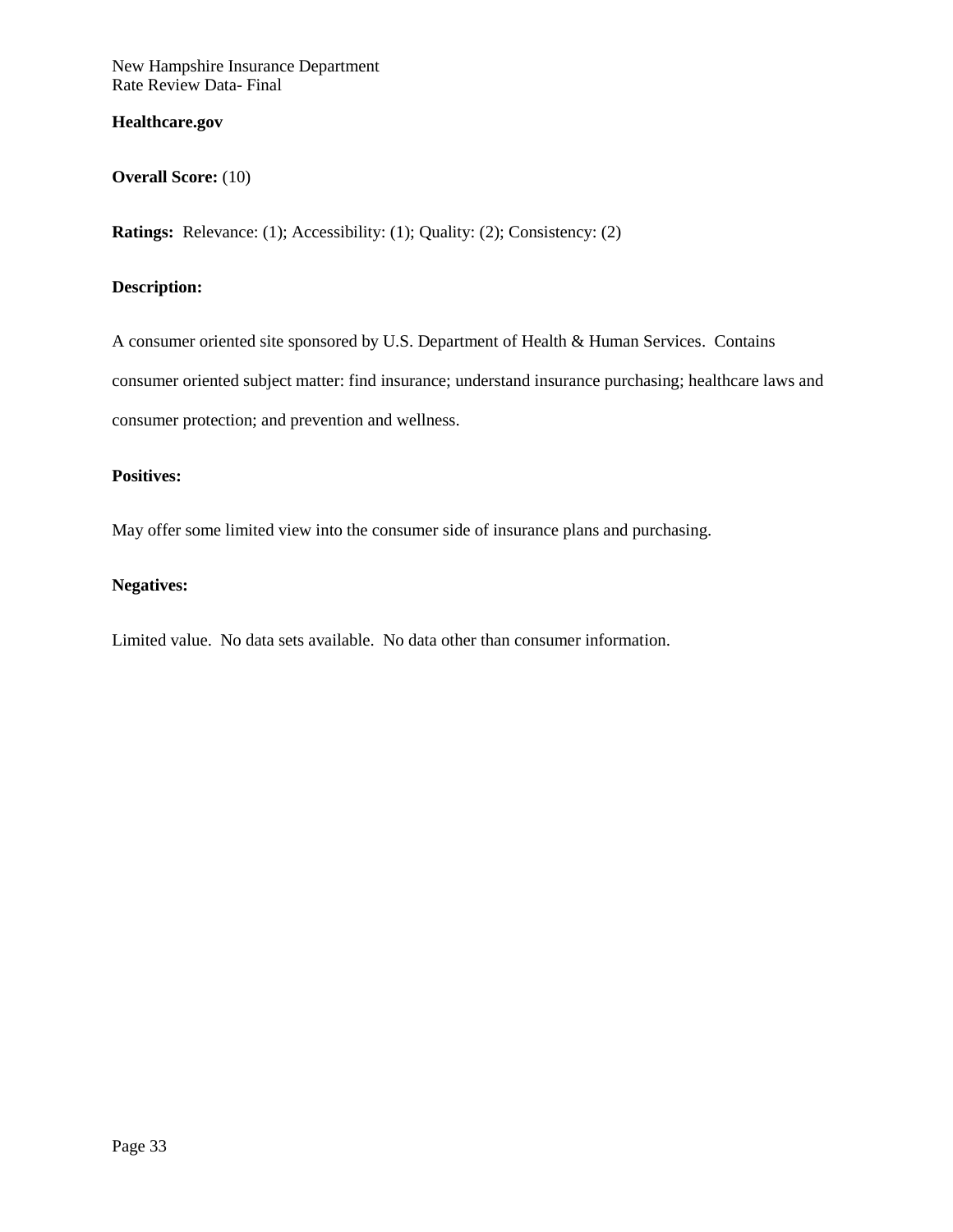**Healthcare.gov**

**Overall Score:** (10)

**Ratings:** Relevance: (1); Accessibility: (1); Quality: (2); Consistency: (2)

**Description:**

A consumer oriented site sponsored by U.S. Department of Health & Human Services. Contains consumer oriented subject matter: find insurance; understand insurance purchasing; healthcare laws and consumer protection; and prevention and wellness.

**Positives:**

May offer some limited view into the consumer side of insurance plans and purchasing.

**Negatives:**

Limited value. No data sets available. No data other than consumer information.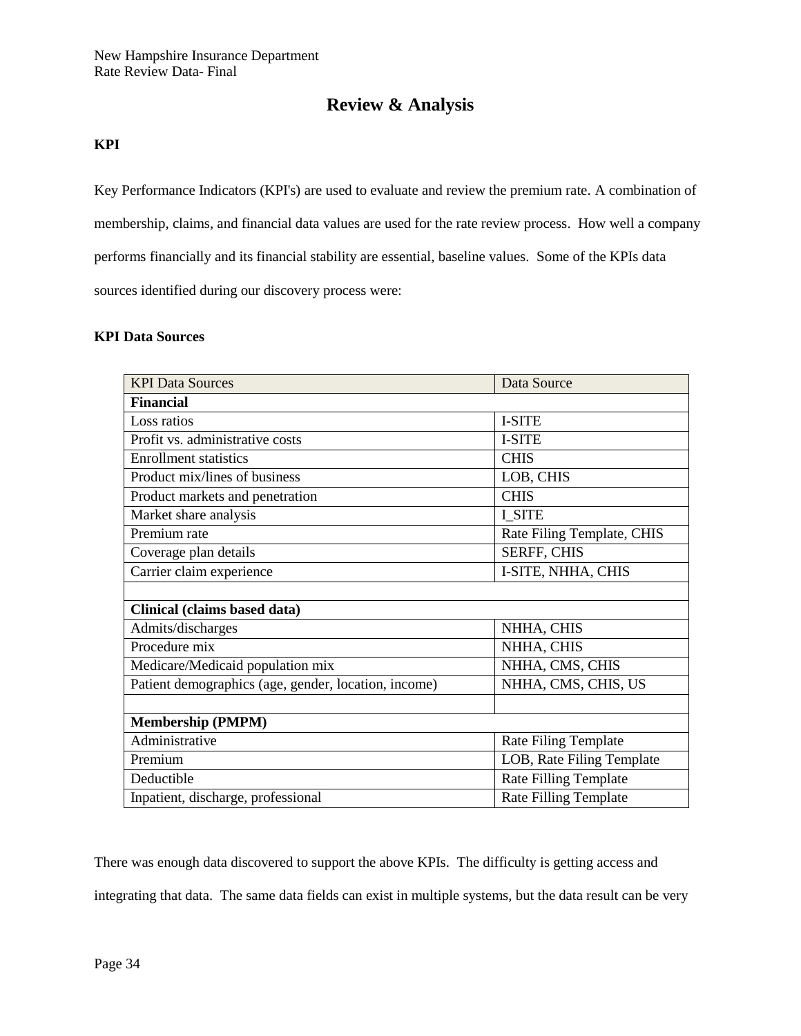# Review & Analysis

## KPI

Key Performance Indicators (KPI's) are used to evaluate and review the premium rate. A combination of membership, claims, and financial data values are used for the rate review process. How well a company performs financially and its financial stability are essential, baseline values. Some of the KPIs data sources identified during our discovery process were:

### KPI Data Sources

| KPI Data Sources | Data Source |
|---|---|
| **Financial** | |
| Loss ratios | I-SITE |
| Profit vs. administrative costs | I-SITE |
| Enrollment statistics | CHIS |
| Product mix/lines of business | LOB, CHIS |
| Product markets and penetration | CHIS |
| Market share analysis | I_SITE |
| Premium rate | Rate Filing Template, CHIS |
| Coverage plan details | SERFF, CHIS |
| Carrier claim experience | I-SITE, NHHA, CHIS |
| | |
| **Clinical (claims based data)** | |
| Admits/discharges | NHHA, CHIS |
| Procedure mix | NHHA, CHIS |
| Medicare/Medicaid population mix | NHHA, CMS, CHIS |
| Patient demographics (age, gender, location, income) | NHHA, CMS, CHIS, US |
| | |
| **Membership (PMPM)** | |
| Administrative | Rate Filing Template |
| Premium | LOB, Rate Filing Template |
| Deductible | Rate Filling Template |
| Inpatient, discharge, professional | Rate Filling Template |

There was enough data discovered to support the above KPIs. The difficulty is getting access and integrating that data. The same data fields can exist in multiple systems, but the data result can be very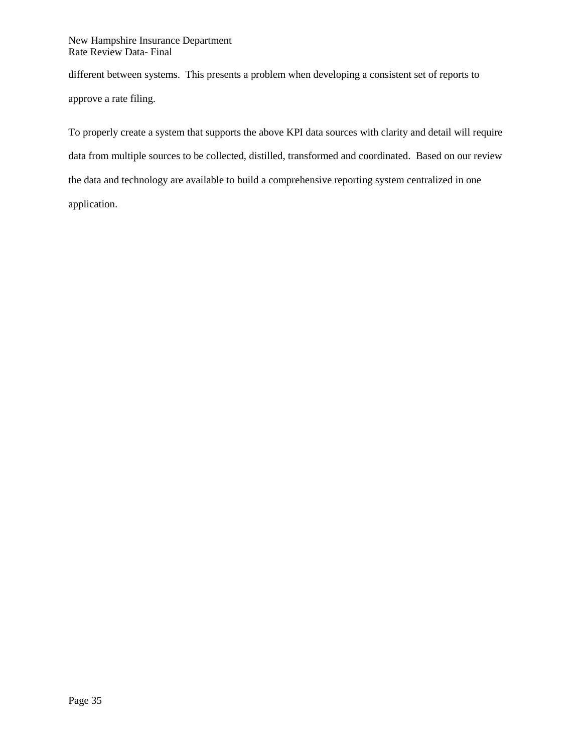different between systems.  This presents a problem when developing a consistent set of reports to approve a rate filing.

To properly create a system that supports the above KPI data sources with clarity and detail will require data from multiple sources to be collected, distilled, transformed and coordinated.  Based on our review the data and technology are available to build a comprehensive reporting system centralized in one application.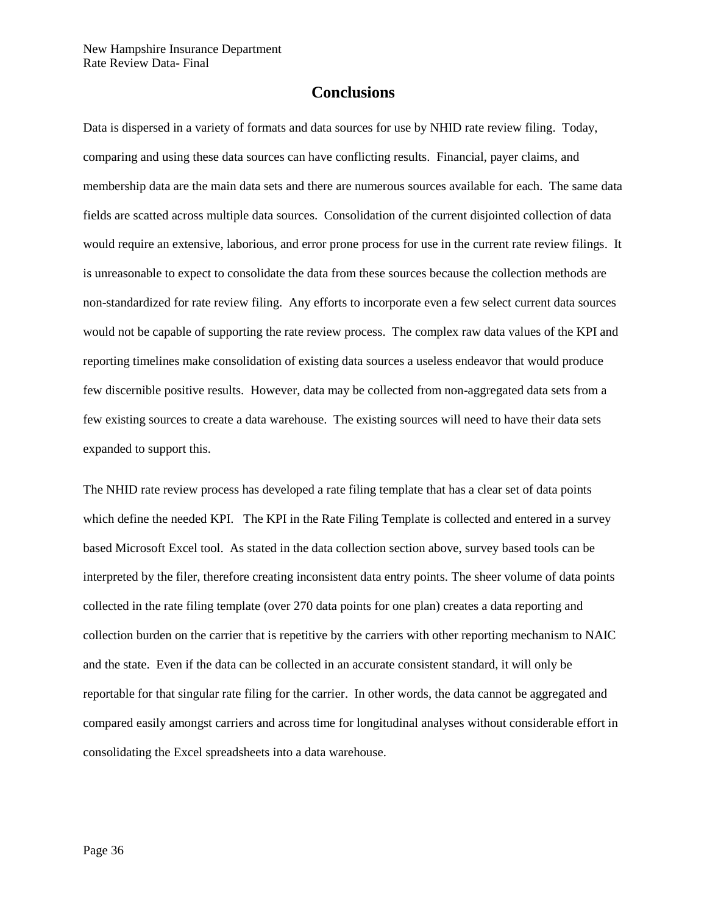# Conclusions

Data is dispersed in a variety of formats and data sources for use by NHID rate review filing. Today, comparing and using these data sources can have conflicting results. Financial, payer claims, and membership data are the main data sets and there are numerous sources available for each. The same data fields are scatted across multiple data sources. Consolidation of the current disjointed collection of data would require an extensive, laborious, and error prone process for use in the current rate review filings. It is unreasonable to expect to consolidate the data from these sources because the collection methods are non-standardized for rate review filing. Any efforts to incorporate even a few select current data sources would not be capable of supporting the rate review process. The complex raw data values of the KPI and reporting timelines make consolidation of existing data sources a useless endeavor that would produce few discernible positive results. However, data may be collected from non-aggregated data sets from a few existing sources to create a data warehouse. The existing sources will need to have their data sets expanded to support this.

The NHID rate review process has developed a rate filing template that has a clear set of data points which define the needed KPI. The KPI in the Rate Filing Template is collected and entered in a survey based Microsoft Excel tool. As stated in the data collection section above, survey based tools can be interpreted by the filer, therefore creating inconsistent data entry points. The sheer volume of data points collected in the rate filing template (over 270 data points for one plan) creates a data reporting and collection burden on the carrier that is repetitive by the carriers with other reporting mechanism to NAIC and the state. Even if the data can be collected in an accurate consistent standard, it will only be reportable for that singular rate filing for the carrier. In other words, the data cannot be aggregated and compared easily amongst carriers and across time for longitudinal analyses without considerable effort in consolidating the Excel spreadsheets into a data warehouse.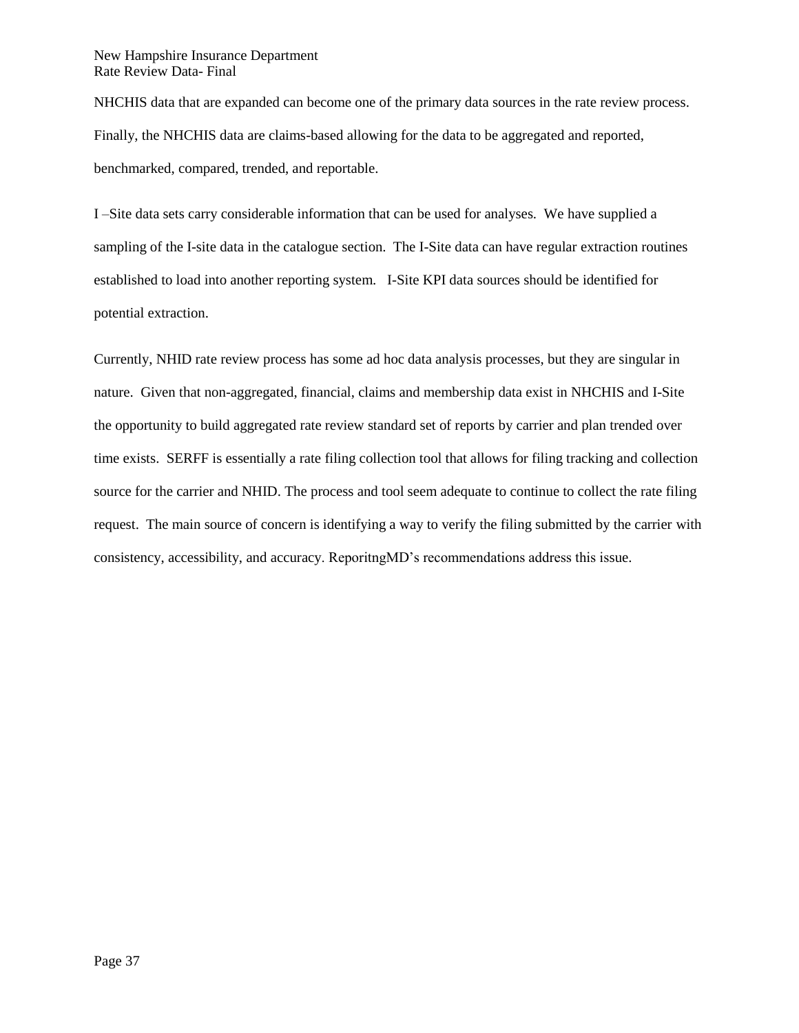NHCHIS data that are expanded can become one of the primary data sources in the rate review process. Finally, the NHCHIS data are claims-based allowing for the data to be aggregated and reported, benchmarked, compared, trended, and reportable.

I –Site data sets carry considerable information that can be used for analyses. We have supplied a sampling of the I-site data in the catalogue section. The I-Site data can have regular extraction routines established to load into another reporting system. I-Site KPI data sources should be identified for potential extraction.

Currently, NHID rate review process has some ad hoc data analysis processes, but they are singular in nature. Given that non-aggregated, financial, claims and membership data exist in NHCHIS and I-Site the opportunity to build aggregated rate review standard set of reports by carrier and plan trended over time exists. SERFF is essentially a rate filing collection tool that allows for filing tracking and collection source for the carrier and NHID. The process and tool seem adequate to continue to collect the rate filing request. The main source of concern is identifying a way to verify the filing submitted by the carrier with consistency, accessibility, and accuracy. ReporitngMD's recommendations address this issue.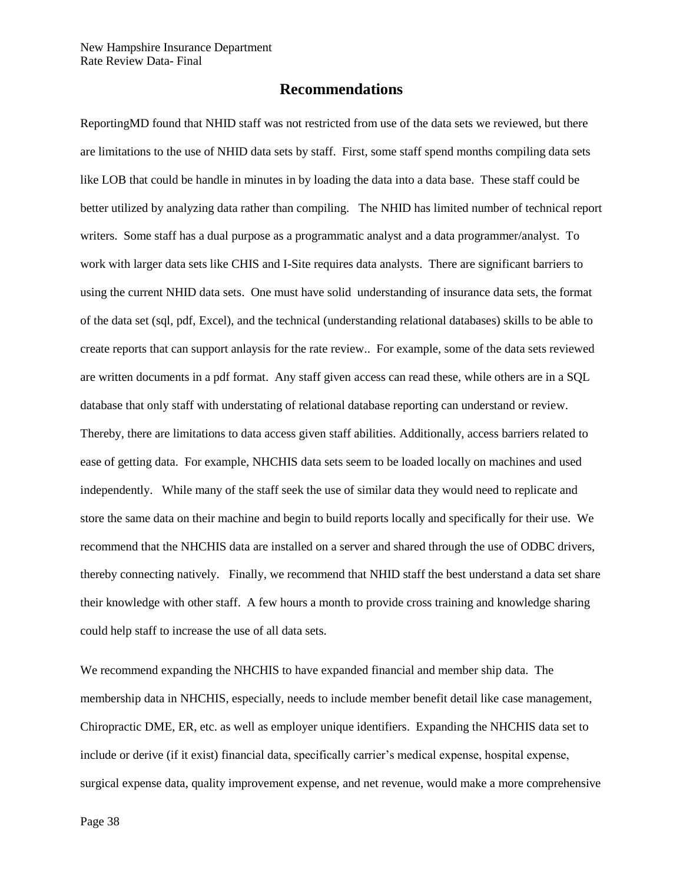## Recommendations

ReportingMD found that NHID staff was not restricted from use of the data sets we reviewed, but there are limitations to the use of NHID data sets by staff. First, some staff spend months compiling data sets like LOB that could be handle in minutes in by loading the data into a data base. These staff could be better utilized by analyzing data rather than compiling. The NHID has limited number of technical report writers. Some staff has a dual purpose as a programmatic analyst and a data programmer/analyst. To work with larger data sets like CHIS and I-Site requires data analysts. There are significant barriers to using the current NHID data sets. One must have solid understanding of insurance data sets, the format of the data set (sql, pdf, Excel), and the technical (understanding relational databases) skills to be able to create reports that can support anlaysis for the rate review.. For example, some of the data sets reviewed are written documents in a pdf format. Any staff given access can read these, while others are in a SQL database that only staff with understating of relational database reporting can understand or review. Thereby, there are limitations to data access given staff abilities. Additionally, access barriers related to ease of getting data. For example, NHCHIS data sets seem to be loaded locally on machines and used independently. While many of the staff seek the use of similar data they would need to replicate and store the same data on their machine and begin to build reports locally and specifically for their use. We recommend that the NHCHIS data are installed on a server and shared through the use of ODBC drivers, thereby connecting natively. Finally, we recommend that NHID staff the best understand a data set share their knowledge with other staff. A few hours a month to provide cross training and knowledge sharing could help staff to increase the use of all data sets.

We recommend expanding the NHCHIS to have expanded financial and member ship data. The membership data in NHCHIS, especially, needs to include member benefit detail like case management, Chiropractic DME, ER, etc. as well as employer unique identifiers. Expanding the NHCHIS data set to include or derive (if it exist) financial data, specifically carrier's medical expense, hospital expense, surgical expense data, quality improvement expense, and net revenue, would make a more comprehensive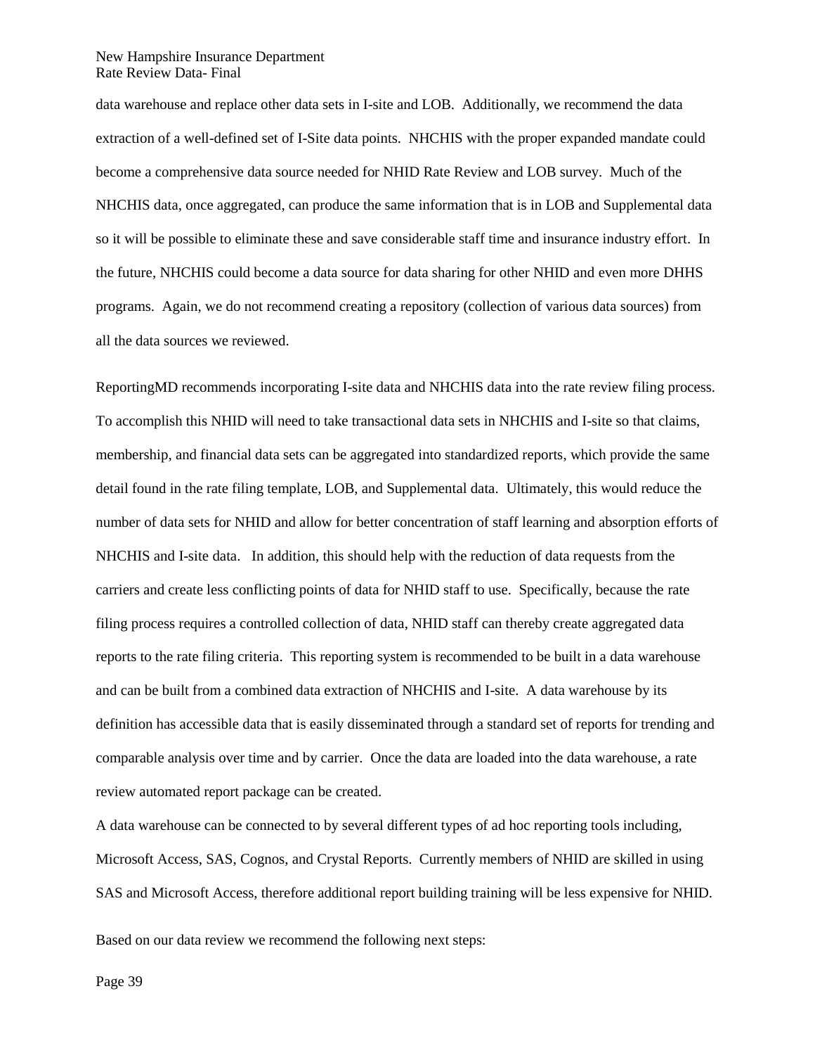data warehouse and replace other data sets in I-site and LOB. Additionally, we recommend the data extraction of a well-defined set of I-Site data points. NHCHIS with the proper expanded mandate could become a comprehensive data source needed for NHID Rate Review and LOB survey. Much of the NHCHIS data, once aggregated, can produce the same information that is in LOB and Supplemental data so it will be possible to eliminate these and save considerable staff time and insurance industry effort. In the future, NHCHIS could become a data source for data sharing for other NHID and even more DHHS programs. Again, we do not recommend creating a repository (collection of various data sources) from all the data sources we reviewed.

ReportingMD recommends incorporating I-site data and NHCHIS data into the rate review filing process. To accomplish this NHID will need to take transactional data sets in NHCHIS and I-site so that claims, membership, and financial data sets can be aggregated into standardized reports, which provide the same detail found in the rate filing template, LOB, and Supplemental data. Ultimately, this would reduce the number of data sets for NHID and allow for better concentration of staff learning and absorption efforts of NHCHIS and I-site data. In addition, this should help with the reduction of data requests from the carriers and create less conflicting points of data for NHID staff to use. Specifically, because the rate filing process requires a controlled collection of data, NHID staff can thereby create aggregated data reports to the rate filing criteria. This reporting system is recommended to be built in a data warehouse and can be built from a combined data extraction of NHCHIS and I-site. A data warehouse by its definition has accessible data that is easily disseminated through a standard set of reports for trending and comparable analysis over time and by carrier. Once the data are loaded into the data warehouse, a rate review automated report package can be created.

A data warehouse can be connected to by several different types of ad hoc reporting tools including, Microsoft Access, SAS, Cognos, and Crystal Reports. Currently members of NHID are skilled in using SAS and Microsoft Access, therefore additional report building training will be less expensive for NHID.

Based on our data review we recommend the following next steps: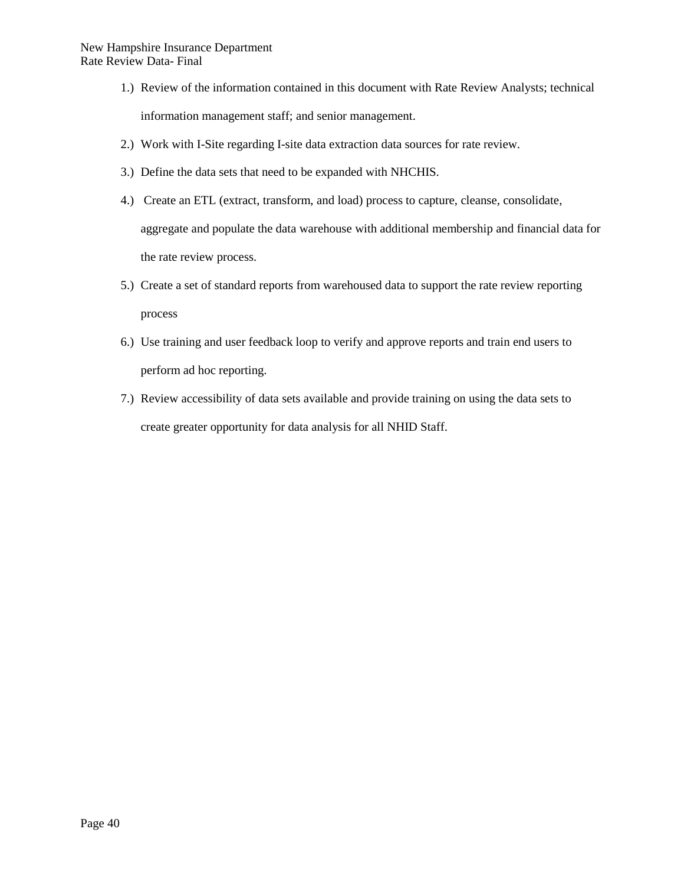1.) Review of the information contained in this document with Rate Review Analysts; technical information management staff; and senior management.
2.) Work with I-Site regarding I-site data extraction data sources for rate review.
3.) Define the data sets that need to be expanded with NHCHIS.
4.) Create an ETL (extract, transform, and load) process to capture, cleanse, consolidate, aggregate and populate the data warehouse with additional membership and financial data for the rate review process.
5.) Create a set of standard reports from warehoused data to support the rate review reporting process
6.) Use training and user feedback loop to verify and approve reports and train end users to perform ad hoc reporting.
7.) Review accessibility of data sets available and provide training on using the data sets to create greater opportunity for data analysis for all NHID Staff.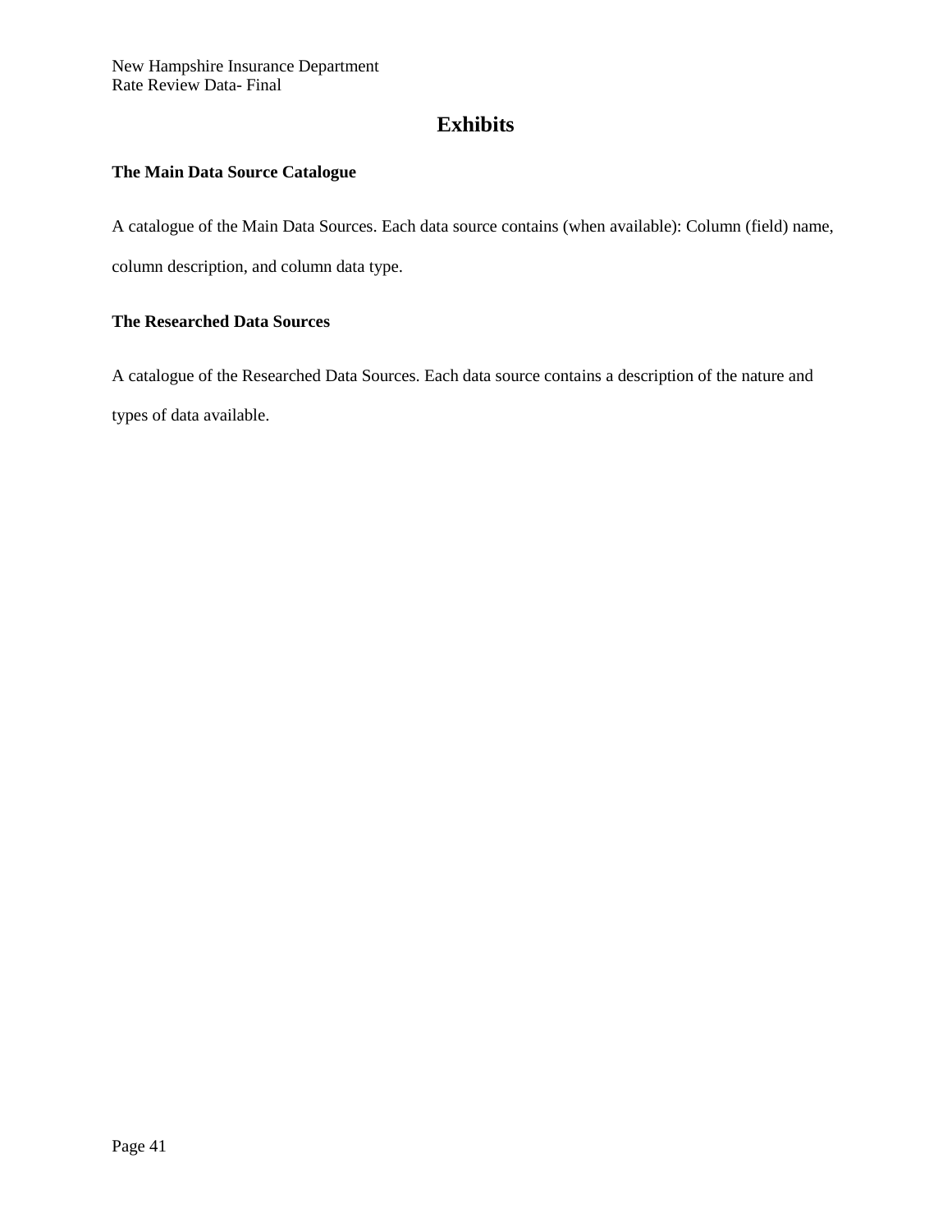# Exhibits

### The Main Data Source Catalogue

A catalogue of the Main Data Sources. Each data source contains (when available): Column (field) name, column description, and column data type.

### The Researched Data Sources

A catalogue of the Researched Data Sources. Each data source contains a description of the nature and types of data available.